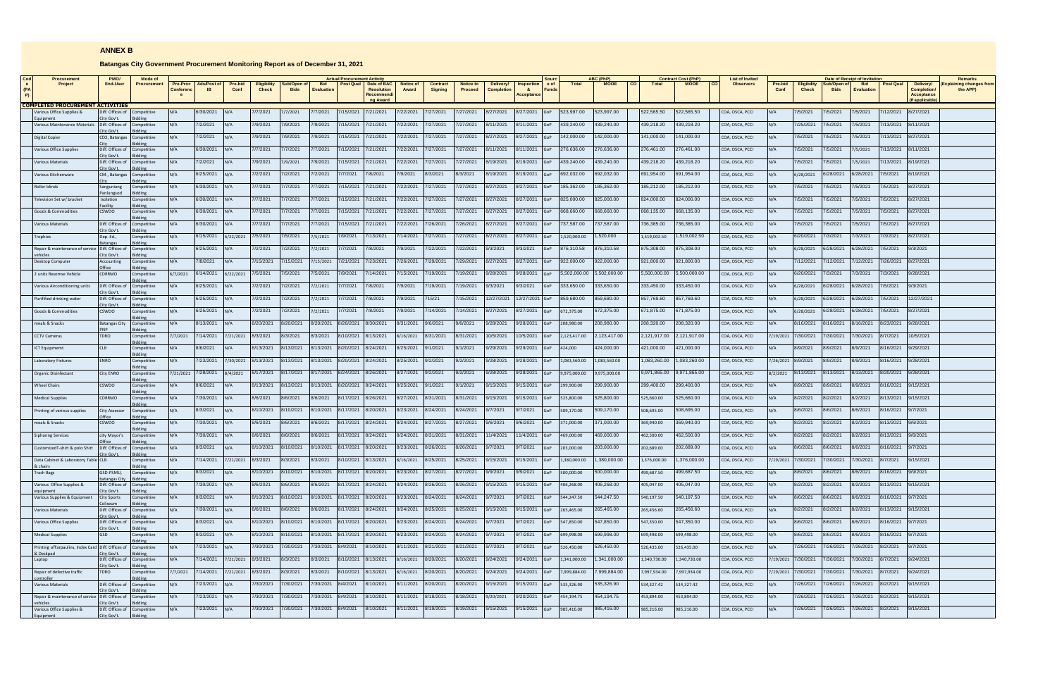# ANNEX B

## Batangas City Government Procurement Monitoring Report as of December 31, 2021

| Code (PAP) | Procurement Project | PMO/ End-User | Mode of Procurement | Pre-Proc Conference | Ads/Post of IB | Pre-bid Conf | Eligibility Check | Sub/Open of Bids | Bid Evaluation | Post Qual | Date of BAC Resolution Recommending Award | Notice of Award | Contract Signing | Notice to Proceed | Delivery/ Completion | Inspection & Acceptance | Source of Funds | ABC (PhP) Total | ABC (PhP) MOOE | ABC (PhP) CO | Contract Cost (PhP) Total | Contract Cost (PhP) MOOE | Contract Cost (PhP) CO | List of Invited Observers | Pre-bid Conf | Eligibility Check | Sub/Open of Bids | Bid Evaluation | Post Qual | Delivery/ Completion/ Acceptance (If applicable) | Remarks (Explaining changes from the APP) |
|---|---|---|---|---|---|---|---|---|---|---|---|---|---|---|---|---|---|---|---|---|---|---|---|---|---|---|---|---|---|---|---|
| | | | | | | | | Actual Procurement Activity | | | | | | | | | | | | | | | | | Date of Receipt of Invitation | | | | | | |
| **COMPLETED PROCUREMENT ACTIVITIES** | | | | | | | | | | | | | | | | | | | | | | | | | | | | | | | |
| | Various Office Supplies & Equipment | Diff. Offices of City Gov't. | Competitive Bidding | N/A | 6/30/2021 | N/A | 7/7/2021 | 7/7/2021 | 7/7/2021 | 7/15/2021 | 7/21/2021 | 7/22/2021 | 7/27/2021 | 7/27/2021 | 8/27/2021 | 8/27/2021 | GoP | 523,997.00 | 523,997.00 | | 522,565.50 | 522,565.50 | | COA, OSCA, PCCI | N/A | 7/5/2021 | 7/5/2021 | 7/5/2021 | 7/12/2021 | 8/27/2021 | |
| | Various Maintenance Materials | Diff. Offices of City Gov't. | Competitive Bidding | N/A | 7/2/2021 | N/A | 7/9/2021 | 7/9/2021 | 7/9/2021 | 7/15/2021 | 7/21/2021 | 7/22/2021 | 7/27/2021 | 7/27/2021 | 8/11/2021 | 8/11/2021 | GoP | 439,240.00 | 439,240.00 | | 439,218.20 | 439,218.20 | | COA, OSCA, PCCI | N/A | 7/25/2021 | 7/5/2021 | 7/5/2021 | 7/13/2021 | 8/11/2021 | |
| | Digital Copier | CEO, Batangas City | Competitive Bidding | N/A | 7/2/2021 | N/A | 7/9/2021 | 7/9/2021 | 7/9/2021 | 7/15/2021 | 7/21/2021 | 7/22/2021 | 7/27/2021 | 7/27/2021 | 8/27/2021 | 8/27/2021 | GoP | 142,000.00 | 142,000.00 | | 141,000.00 | 141,000.00 | | COA, OSCA, PCCI | N/A | 7/5/2021 | 7/5/2021 | 7/5/2021 | 7/13/2021 | 8/27/2021 | |
| | Various Office Supplies | Diff. Offices of City Gov't. | Competitive Bidding | N/A | 6/30/2021 | N/A | 7/7/2021 | 7/7/2021 | 7/7/2021 | 7/15/2021 | 7/21/2021 | 7/22/2021 | 7/27/2021 | 7/27/2021 | 8/11/2021 | 8/11/2021 | GoP | 276,636.00 | 276,636.00 | | 276,461.00 | 276,461.00 | | COA, OSCA, PCCI | N/A | 7/5/2021 | 7/5/2021 | 7/5/2021 | 7/13/2021 | 8/11/2021 | |
| | Various Materials | Diff. Offices of City Gov't. | Competitive Bidding | N/A | 7/2/2021 | N/A | 7/9/2021 | 7/9/2021 | 7/9/2021 | 7/15/2021 | 7/21/2021 | 7/22/2021 | 7/27/2021 | 7/27/2021 | 8/19/2021 | 8/19/2021 | GoP | 439,240.00 | 439,240.00 | | 439,218.20 | 439,218.20 | | COA, OSCA, PCCI | N/A | 7/5/2021 | 7/5/2021 | 7/5/2021 | 7/13/2021 | 8/19/2021 | |
| | Various Kitchenware | CM-, Batangas City | Competitive Bidding | N/A | 6/25/2021 | N/A | 7/2/2021 | 7/2/2021 | 7/2/2021 | 7/7/2021 | 7/8/2021 | 7/9/2021 | 8/3/2021 | 8/3/2021 | 8/19/2021 | 8/19/2021 | GoP | 692,032.00 | 692,032.00 | | 691,954.00 | 691,954.00 | | COA, OSCA, PCCI | N/A | 6/28/2021 | 6/28/2021 | 6/28/2021 | 7/5/2021 | 8/19/2021 | |
| | Roller blinds | Sangguniang Panlungsod | Competitive Bidding | N/A | 6/30/2021 | N/A | 7/7/2021 | 7/7/2021 | 7/7/2021 | 7/15/2021 | 7/21/2021 | 7/22/2021 | 7/27/2021 | 7/27/2021 | 8/27/2021 | 8/27/2021 | GoP | 185,362.00 | 185,362.00 | | 185,212.00 | 185,212.00 | | COA, OSCA, PCCI | N/A | 7/5/2021 | 7/5/2021 | 7/5/2021 | 7/5/2021 | 8/27/2021 | |
| | Television Set w/ bracket | Isolation Facility | Competitive Bidding | N/A | 6/30/2021 | N/A | 7/7/2021 | 7/7/2021 | 7/7/2021 | 7/15/2021 | 7/21/2021 | 7/22/2021 | 7/27/2021 | 7/27/2021 | 8/27/2021 | 8/27/2021 | GoP | 825,000.00 | 825,000.00 | | 824,000.00 | 824,000.00 | | COA, OSCA, PCCI | N/A | 7/5/2021 | 7/5/2021 | 7/5/2021 | 7/5/2021 | 8/27/2021 | |
| | Goods & Commodities | CSWDO | Competitive Bidding | N/A | 6/30/2021 | N/A | 7/7/2021 | 7/7/2021 | 7/7/2021 | 7/15/2021 | 7/21/2021 | 7/22/2021 | 7/27/2021 | 7/27/2021 | 8/27/2021 | 8/27/2021 | GoP | 668,660.00 | 668,660.00 | | 668,135.00 | 668,135.00 | | COA, OSCA, PCCI | N/A | 7/5/2021 | 7/5/2021 | 7/5/2021 | 7/5/2021 | 8/27/2021 | |
| | Various Materials | Diff. Offices of City Gov't. | Competitive Bidding | N/A | 6/30/2021 | N/A | 7/7/2021 | 7/7/2021 | 7/7/2021 | 7/15/2021 | 7/21/2021 | 7/22/2021 | 7/26/2021 | 7/26/2021 | 8/27/2021 | 8/27/2021 | GoP | 737,587.00 | 737,587.00 | | 736,385.00 | 736,385.00 | | COA, OSCA, PCCI | N/A | 7/5/2021 | 7/5/2021 | 7/5/2021 | 7/5/2021 | 8/27/2021 | |
| | Trophies | Dep. Ed., Batangas | Competitive Bidding | N/A | 6/15/2021 | 6/22/2021 | 7/5/2021 | 7/5/2021 | 7/5/2021 | 7/9/2021 | 7/13/2021 | 7/14/2021 | 7/27/2021 | 7/27/2021 | 8/27/2021 | 8/27/2021 | GoP | 1,520,000.00 | 1,520,000 | | 1,519,002.50 | 1,519,002.50 | | COA, OSCA, PCCI | N/A | 6/20/2021 | 7/3/2021 | 7/3/2021 | 7/3/2021 | 8/27/2021 | |
| | Repair & maintenance of service vehicles | Diff. Offices of City Gov't. | Competitive Bidding | N/A | 6/25/2021 | N/A | 7/2/2021 | 7/2/2021 | 7/2/2021 | 7/7/2021 | 7/8/2021 | 7/9/2021 | 7/22/2021 | 7/22/2021 | 9/3/2021 | 9/3/2021 | GoP | 876,310.58 | 876,310.58 | | 875,308.00 | 875,308.00 | | COA, OSCA, PCCI | N/A | 6/28/2021 | 6/28/2021 | 6/28/2021 | 7/5/2021 | 9/3/2021 | |
| | Desktop Computer | Accounting Office | Competitive Bidding | N/A | 7/8/2021 | N/A | 7/15/2021 | 7/15/2021 | 7/15/2021 | 7/21/2021 | 7/23/2021 | 7/26/2021 | 7/29/2021 | 7/29/2021 | 8/27/2021 | 8/27/2021 | GoP | 922,000.00 | 922,000.00 | | 921,800.00 | 921,800.00 | | COA, OSCA, PCCI | N/A | 7/12/2021 | 7/12/2021 | 7/12/2021 | 7/26/2021 | 8/27/2021 | |
| | 2 units Rescmse Vehicle | CDRRMO | Competitive Bidding | 6/7/2021 | 6/14/2021 | 6/22/2021 | 7/5/2021 | 7/5/2021 | 7/5/2021 | 7/9/2021 | 7/14/2021 | 7/15/2021 | 7/19/2021 | 7/19/2021 | 9/28/2021 | 9/28/2021 | GoP | 5,502,000.00 | 5,502,000.00 | | 5,500,000.00 | 5,500,000.00 | | COA, OSCA, PCCI | N/A | 6/20/2021 | 7/3/2021 | 7/3/2021 | 7/3/2021 | 9/28/2021 | |
| | Various Airconditioning units | Diff. Offices of City Gov't. | Competitive Bidding | N/A | 6/25/2021 | N/A | 7/2/2021 | 7/2/2021 | 7/2/2021 | 7/7/2021 | 7/8/2021 | 7/9/2021 | 7/19/2021 | 7/19/2021 | 9/3/2021 | 9/3/2021 | GoP | 333,650.00 | 333,650.00 | | 333,450.00 | 333,450.00 | | COA, OSCA, PCCI | N/A | 6/28/2021 | 6/28/2021 | 6/28/2021 | 7/5/2021 | 9/3/2021 | |
| | Purifified drinking water | Diff. Offices of City Gov't. | Competitive Bidding | N/A | 6/25/2021 | N/A | 7/2/2021 | 7/2/2021 | 7/2/2021 | 7/7/2021 | 7/8/2021 | 7/9/2021 | 715/21 | 7/15/2021 | 12/27/2021 | 12/27/2021 | GoP | 859,680.00 | 859,680.00 | | 857,769.60 | 857,769.60 | | COA, OSCA, PCCI | N/A | 6/28/2021 | 6/28/2021 | 6/28/2021 | 7/5/2021 | 12/27/2021 | |
| | Goods & Commodities | CSWDO | Competitive Bidding | N/A | 6/25/2021 | N/A | 7/2/2021 | 7/2/2021 | 7/2/2021 | 7/7/2021 | 7/8/2021 | 7/9/2021 | 7/14/2021 | 7/14/2021 | 8/27/2021 | 8/27/2021 | GoP | 672,375.00 | 672,375.00 | | 671,875.00 | 671,875.00 | | COA, OSCA, PCCI | N/A | 6/28/2021 | 6/28/2021 | 6/28/2021 | 7/5/2021 | 8/27/2021 | |
| | meals & Snacks | Batangas City PNP | Competitive Bidding | N/A | 8/13/2021 | N/A | 8/20/2021 | 8/20/2021 | 8/20/2021 | 8/26/2021 | 8/30/2021 | 8/31/2021 | 9/6/2021 | 9/6/2021 | 9/28/2021 | 9/28/2021 | GoP | 208,980.00 | 208,980.00 | | 208,320.00 | 208,320.00 | | COA, OSCA, PCCI | N/A | 8/16/2021 | 8/16/2021 | 8/16/2021 | 8/23/2021 | 9/28/2021 | |
| | CCTV Cameras | TDRO | Competitive Bidding | 7/7/2021 | 7/14/2021 | 7/21/2021 | 8/3/2021 | 8/3/2021 | 8/3/2021 | 8/10/2021 | 8/13/2021 | 8/16/2021 | 8/31/2021 | 8/31/2021 | 10/5/2021 | 10/5/2021 | GoP | 2,123,417.00 | 2,123,417.00 | | 2,121,917.00 | 2,121,917.00 | | COA, OSCA, PCCI | 7/19/2021 | 7/30/2021 | 7/30/2021 | 7/30/2021 | 8/7/2021 | 10/5/2021 | |
| | ICT Equipmemt | CLB | Competitive Bidding | N/A | 8/6/2021 | N/A | 8/13/2021 | 8/13/2021 | 8/13/2021 | 8/20/2021 | 8/24/2021 | 8/25/2021 | 9/1/2021 | 9/1/2021 | 9/29/2021 | 9/29/2021 | GoP | 424,000 | 424,000.00 | | 421,000.00 | 421,000.00 | | COA, OSCA, PCCI | N/A | 8/9/2021 | 8/9/2021 | 8/9/2021 | 8/16/2021 | 9/29/2021 | |
| | Laboratory Fixtures | ENRO | Competitive Bidding | N/A | 7/23/2021 | 7/30/2021 | 8/13/2021 | 8/13/2021 | 8/13/2021 | 8/20/2021 | 8/24/2021 | 8/25/2021 | 9/2/2021 | 9/2/2021 | 9/28/2021 | 9/28/2021 | GoP | 1,083,560.00 | 1,083,560.00 | | 1,083,260.00 | 1,083,260.00 | | COA, OSCA, PCCI | 7/26/2021 | 8/9/2021 | 8/9/2021 | 8/9/2021 | 8/16/2021 | 9/28/2021 | |
| | Organic Disinfectant | City ENRO | Competitive Bidding | 7/21/2021 | 7/28/2021 | 8/4/2021 | 8/17/2021 | 8/17/2021 | 8/17/2021 | 8/24/2021 | 8/26/2021 | 8/27/2021 | 9/2/2021 | 9/2/2021 | 9/28/2021 | 9/28/2021 | GoP | 9,975,000.00 | 9,975,000.00 | | 9,971,865.00 | 9,971,865.00 | | COA, OSCA, PCCI | 8/2/2021 | 8/13/2021 | 8/13/2021 | 8/13/2021 | 8/20/2021 | 9/28/2021 | |
| | Wheel Chairs | CSWDO | Competitive Bidding | N/A | 8/6/2021 | N/A | 8/13/2021 | 8/13/2021 | 8/13/2021 | 8/20/2021 | 8/24/2021 | 8/25/2021 | 9/1/2021 | 9/1/2021 | 9/15/2021 | 9/15/2021 | GoP | 299,900.00 | 299,900.00 | | 299,400.00 | 299,400.00 | | COA, OSCA, PCCI | N/A | 8/9/2021 | 8/9/2021 | 8/9/2021 | 8/16/2021 | 9/15/2021 | |
| | Medical Supplies | CDRRMO | Competitive Bidding | N/A | 7/30/2021 | N/A | 8/6/2021 | 8/6/2021 | 8/6/2021 | 8/17/2021 | 8/26/2021 | 8/27/2021 | 8/31/2021 | 8/31/2021 | 9/15/2021 | 9/15/2021 | GoP | 525,800.00 | 525,800.00 | | 525,660.00 | 525,660.00 | | COA, OSCA, PCCI | N/A | 8/2/2021 | 8/2/2021 | 8/2/2021 | 8/13/2021 | 9/15/2021 | |
| | Printing of various supplies | City Assessor Office | Competitive Bidding | N/A | 8/3/2021 | N/A | 8/10/2021 | 8/10/2021 | 8/10/2021 | 8/17/2021 | 8/20/2021 | 8/23/2021 | 8/24/2021 | 8/24/2021 | 9/7/2021 | 9/7/2021 | GoP | 509,170.00 | 509,170.00 | | 508,695.00 | 508,695.00 | | COA, OSCA, PCCI | N/A | 8/6/2021 | 8/6/2021 | 8/6/2021 | 8/16/2021 | 9/7/2021 | |
| | meals & Snacks | CSWDO | Competitive Bidding | N/A | 7/30/2021 | N/A | 8/6/2021 | 8/6/2021 | 8/6/2021 | 8/17/2021 | 8/24/2021 | 8/24/2021 | 8/27/2021 | 8/27/2021 | 9/6/2021 | 9/6/2021 | GoP | 371,000.00 | 371,000.00 | | 369,940.00 | 369,940.00 | | COA, OSCA, PCCI | N/A | 8/2/2021 | 8/2/2021 | 8/2/2021 | 8/13/2021 | 9/6/2021 | |
| | Siphoning Services | city Mayor's Office | Competitive Bidding | N/A | 7/30/2021 | N/A | 8/6/2021 | 8/6/2021 | 8/6/2021 | 8/17/2021 | 8/24/2021 | 8/24/2021 | 8/31/2021 | 8/31/2021 | 11/4/2021 | 11/4/2021 | GoP | 469,000.00 | 469,000.00 | | 462,500.00 | 462,500.00 | | COA, OSCA, PCCI | N/A | 8/2/2021 | 8/2/2021 | 8/2/2021 | 8/13/2021 | 9/6/2021 | |
| | CustomizedT-shirt & polo Shirt | Diff. Offices of City Gov't. | Competitive Bidding | N/A | 8/3/2021 | N/A | 8/10/2021 | 8/10/2021 | 8/10/2021 | 8/17/2021 | 8/20/2021 | 8/23/2021 | 8/26/2021 | 8/26/2021 | 9/7/2021 | 9/7/2021 | GoP | 203,000.00 | 203,000.00 | | 202,689.00 | 202,689.00 | | COA, OSCA, PCCI | N/A | 8/6/2021 | 8/6/2021 | 8/6/2021 | 8/16/2021 | 9/7/2021 | |
| | Data Cabinet & Laboratory Table & chairs | CLB | Competitive Bidding | N/A | 7/14/2021 | 7/21/2021 | 8/3/2021 | 8/3/2021 | 8/3/2021 | 8/10/2021 | 8/13/2021 | 8/16/2021 | 8/25/2021 | 8/25/2021 | 9/15/2021 | 9/15/2021 | GoP | 1,380,000.00 | 1,380,000.00 | | 1,376,000.00 | 1,376,000.00 | | COA, OSCA, PCCI | 7/19/2021 | 7/30/2021 | 7/30/2021 | 7/30/2021 | 8/7/2021 | 9/15/2021 | |
| | Trash Bags | GSD-PSMU, batangas City | Competitive Bidding | N/A | 8/3/2021 | N/A | 8/10/2021 | 8/10/2021 | 8/10/2021 | 8/17/2021 | 8/20/2021 | 8/23/2021 | 8/27/2021 | 8/27/2021 | 9/9/2021 | 9/9/2021 | GoP | 500,000.00 | 500,000.00 | | 499,687.50 | 499,687.50 | | COA, OSCA, PCCI | N/A | 8/6/2021 | 8/6/2021 | 8/6/2021 | 8/16/2021 | 9/9/2021 | |
| | Various Office Supplies & equipment | Diff. Offices of City Gov't. | Competitive Bidding | N/A | 7/30/2021 | N/A | 8/6/2021 | 8/6/2021 | 8/6/2021 | 8/17/2021 | 8/24/2021 | 8/24/2021 | 8/26/2021 | 8/26/2021 | 9/15/2021 | 9/15/2021 | GoP | 406,268.00 | 406,268.00 | | 405,047.00 | 405,047.00 | | COA, OSCA, PCCI | N/A | 8/2/2021 | 8/2/2021 | 8/2/2021 | 8/13/2021 | 9/15/2021 | |
| | Various Supplies & Equipment | City Sports Coliseum | Competitive Bidding | N/A | 8/3/2021 | N/A | 8/10/2021 | 8/10/2021 | 8/10/2021 | 8/17/2021 | 8/20/2021 | 8/23/2021 | 8/24/2021 | 8/24/2021 | 9/7/2021 | 9/7/2021 | GoP | 544,247.50 | 544,247.50 | | 540,197.50 | 540,197.50 | | COA, OSCA, PCCI | N/A | 8/6/2021 | 8/6/2021 | 8/6/2021 | 8/16/2021 | 9/7/2021 | |
| | Various Materials | Diff. Offices of City Gov't. | Competitive Bidding | N/A | 7/30/2021 | N/A | 8/6/2021 | 8/6/2021 | 8/6/2021 | 8/17/2021 | 8/24/2021 | 8/24/2021 | 8/25/2021 | 8/25/2021 | 9/15/2021 | 9/15/2021 | GoP | 265,465.00 | 265,465.00 | | 265,456.60 | 265,456.60 | | COA, OSCA, PCCI | N/A | 8/2/2021 | 8/2/2021 | 8/2/2021 | 8/13/2021 | 9/15/2021 | |
| | Various Office Supplies | Diff. Offices of City Gov't. | Competitive Bidding | N/A | 8/3/2021 | N/A | 8/10/2021 | 8/10/2021 | 8/10/2021 | 8/17/2021 | 8/20/2021 | 8/23/2021 | 8/24/2021 | 8/24/2021 | 9/7/2021 | 9/7/2021 | GoP | 547,850.00 | 547,850.00 | | 547,350.00 | 547,350.00 | | COA, OSCA, PCCI | N/A | 8/6/2021 | 8/6/2021 | 8/6/2021 | 8/16/2021 | 9/7/2021 | |
| | Medical Supplies | GSD | Competitive Bidding | N/A | 8/3/2021 | N/A | 8/10/2021 | 8/10/2021 | 8/10/2021 | 8/17/2021 | 8/20/2021 | 8/23/2021 | 8/24/2021 | 8/24/2021 | 9/7/2021 | 9/7/2021 | GoP | 699,998.00 | 699,998.00 | | 699,498.00 | 699,498.00 | | COA, OSCA, PCCI | N/A | 8/6/2021 | 8/6/2021 | 8/6/2021 | 8/16/2021 | 9/7/2021 | |
| | Printing offarpaulins, Index Card & Deskpad | Diff. Offices of City Gov't. | Competitive Bidding | N/A | 7/23/2021 | N/A | 7/30/2021 | 7/30/2021 | 7/30/2021 | 8/4/2021 | 8/10/2021 | 8/11/2021 | 8/21/2021 | 8/21/2021 | 9/7/2021 | 9/7/2021 | GoP | 526,450.00 | 526,450.00 | | 526,435.00 | 526,435.00 | | COA, OSCA, PCCI | N/A | 7/26/2021 | 7/26/2021 | 7/26/2021 | 8/2/2021 | 9/7/2021 | |
| | Laptop | Diff. Offices of City Gov't. | Competitive Bidding | N/A | 7/14/2021 | 7/21/2021 | 8/3/2021 | 8/3/2021 | 8/3/2021 | 8/10/2021 | 8/13/2021 | 8/16/2021 | 8/20/2021 | 8/20/2021 | 9/24/2021 | 9/24/2021 | GoP | 1,341,000.00 | 1,341,000.00 | | 1,340,730.00 | 1,340,730.00 | | COA, OSCA, PCCI | 7/19/2021 | 7/30/2021 | 7/30/2021 | 7/30/2021 | 8/7/2021 | 9/24/2021 | |
| | Repair of defective traffic controller | TDRO | Competitive Bidding | 7/7/2021 | 7/14/2021 | 7/21/2021 | 8/3/2021 | 8/3/2021 | 8/3/2021 | 8/10/2021 | 8/13/2021 | 8/16/2021 | 8/20/2021 | 8/20/2021 | 9/24/2021 | 9/24/2021 | GoP | 7,999,884.00 | 7,999,884.00 | | 7,997,934.00 | 7,997,934.00 | | COA, OSCA, PCCI | 7/19/2021 | 7/30/2021 | 7/30/2021 | 7/30/2021 | 8/7/2021 | 9/24/2021 | |
| | Various Materials | Diff. Offices of City Gov't. | Competitive Bidding | N/A | 7/23/2021 | N/A | 7/30/2021 | 7/30/2021 | 7/30/2021 | 8/4/2021 | 8/10/2021 | 8/11/2021 | 8/20/2021 | 8/20/2021 | 9/15/2021 | 9/15/2021 | GoP | 535,326.90 | 535,326.90 | | 534,327.42 | 534,327.42 | | COA, OSCA, PCCI | N/A | 7/26/2021 | 7/26/2021 | 7/26/2021 | 8/2/2021 | 9/15/2021 | |
| | Repair & maintenance of service vehicles | Diff. Offices of City Gov't. | Competitive Bidding | N/A | 7/23/2021 | N/A | 7/30/2021 | 7/30/2021 | 7/30/2021 | 8/4/2021 | 8/10/2021 | 8/11/2021 | 8/18/2021 | 8/18/2021 | 9/20/2021 | 9/20/2021 | GoP | 454,194.75 | 454,194.75 | | 453,894.00 | 453,894.00 | | COA, OSCA, PCCI | N/A | 7/26/2021 | 7/26/2021 | 7/26/2021 | 8/2/2021 | 9/15/2021 | |
| | Various Office Supplies & Equipment | Diff. Offices of City Gov't. | Competitive Bidding | N/A | 7/23/2021 | N/A | 7/30/2021 | 7/30/2021 | 7/30/2021 | 8/4/2021 | 8/10/2021 | 8/11/2021 | 8/19/2021 | 8/19/2021 | 9/15/2021 | 9/15/2021 | GoP | 985,416.00 | 985,416.00 | | 985,216.00 | 985,216.00 | | COA, OSCA, PCCI | N/A | 7/26/2021 | 7/26/2021 | 7/26/2021 | 8/2/2021 | 9/15/2021 | |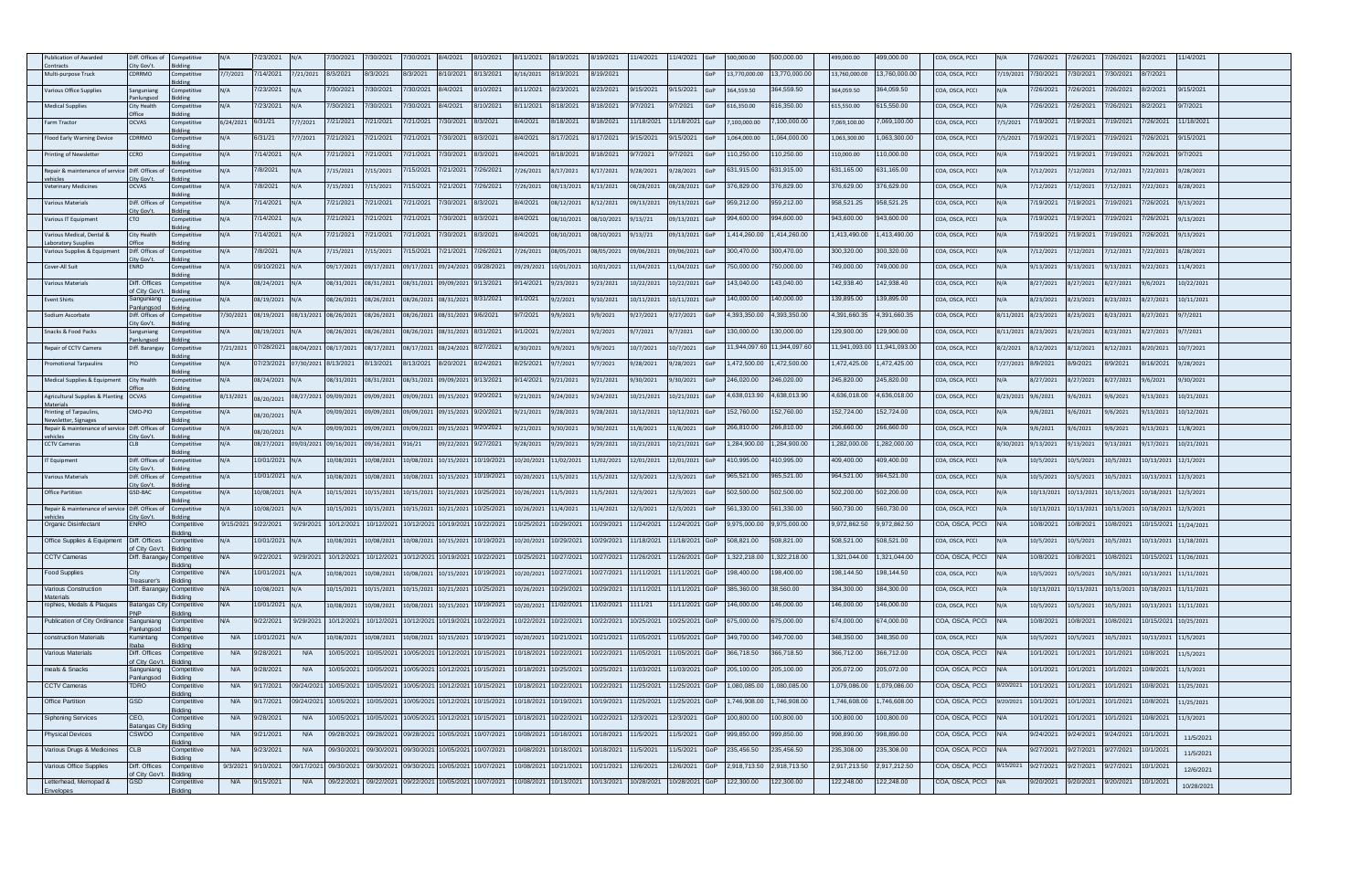| | | | | | | | | | | | | | | | | | | | | | | | | | | | |
|---|---|---|---|---|---|---|---|---|---|---|---|---|---|---|---|---|---|---|---|---|---|---|---|---|---|---|---|
| Publication of Awarded Contracts | Diff. Offices of City Gov't. | Competitive Bidding | N/A | 7/23/2021 | N/A | 7/30/2021 | 7/30/2021 | 7/30/2021 | 8/4/2021 | 8/10/2021 | 8/11/2021 | 8/19/2021 | 8/19/2021 | 11/4/2021 | 11/4/2021 | GoP | 500,000.00 | 500,000.00 | 499,000.00 | 499,000.00 | COA, OSCA, PCCI | N/A | 7/26/2021 | 7/26/2021 | 7/26/2021 | 8/2/2021 | 11/4/2021 |
| Multi-purpose Truck | CDRRMO | Competitive Bidding | 7/7/2021 | 7/14/2021 | 7/21/2021 | 8/3/2021 | 8/3/2021 | 8/3/2021 | 8/10/2021 | 8/13/2021 | 8/16/2021 | 8/19/2021 | 8/19/2021 | | | GoP | 13,770,000.00 | 13,770,000.00 | 13,760,000.00 | 13,760,000.00 | COA, OSCA, PCCI | 7/19/2021 | 7/30/2021 | 7/30/2021 | 7/30/2021 | 8/7/2021 | |
| Various Office Supplies | Sangunianng Panlungsod | Competitive Bidding | N/A | 7/23/2021 | N/A | 7/30/2021 | 7/30/2021 | 7/30/2021 | 8/4/2021 | 8/10/2021 | 8/11/2021 | 8/23/2021 | 8/23/2021 | 9/15/2021 | 9/15/2021 | GoP | 364,559.50 | 364,559.50 | 364,059.50 | 364,059.50 | COA, OSCA, PCCI | N/A | 7/26/2021 | 7/26/2021 | 7/26/2021 | 8/2/2021 | 9/15/2021 |
| Medical Supplies | City Health Office | Competitive Bidding | N/A | 7/23/2021 | N/A | 7/30/2021 | 7/30/2021 | 7/30/2021 | 8/4/2021 | 8/10/2021 | 8/11/2021 | 8/18/2021 | 8/18/2021 | 9/7/2021 | 9/7/2021 | GoP | 616,350.00 | 616,350.00 | 615,550.00 | 615,550.00 | COA, OSCA, PCCI | N/A | 7/26/2021 | 7/26/2021 | 7/26/2021 | 8/2/2021 | 9/7/2021 |
| Farm Tractor | OCVAS | Competitive Bidding | 6/24/2021 | 6/31/21 | 7/7/2021 | 7/21/2021 | 7/21/2021 | 7/21/2021 | 7/30/2021 | 8/3/2021 | 8/4/2021 | 8/18/2021 | 8/18/2021 | 11/18/2021 | 11/18/2021 | GoP | 7,100,000.00 | 7,100,000.00 | 7,069,100.00 | 7,069,100.00 | COA, OSCA, PCCI | 7/5/2021 | 7/19/2021 | 7/19/2021 | 7/19/2021 | 7/26/2021 | 11/18/2021 |
| Flood Early Warning Device | CDRRMO | Competitive Bidding | N/A | 6/31/21 | 7/7/2021 | 7/21/2021 | 7/21/2021 | 7/21/2021 | 7/30/2021 | 8/3/2021 | 8/4/2021 | 8/17/2021 | 8/17/2021 | 9/15/2021 | 9/15/2021 | GoP | 1,064,000.00 | 1,064,000.00 | 1,063,300.00 | 1,063,300.00 | COA, OSCA, PCCI | 7/5/2021 | 7/19/2021 | 7/19/2021 | 7/19/2021 | 7/26/2021 | 9/15/2021 |
| Printing of Newsletter | CCRO | Competitive Bidding | N/A | 7/14/2021 | N/A | 7/21/2021 | 7/21/2021 | 7/21/2021 | 7/30/2021 | 8/3/2021 | 8/4/2021 | 8/18/2021 | 8/18/2021 | 9/7/2021 | 9/7/2021 | GoP | 110,250.00 | 110,250.00 | 110,000.00 | 110,000.00 | COA, OSCA, PCCI | N/A | 7/19/2021 | 7/19/2021 | 7/19/2021 | 7/26/2021 | 9/7/2021 |
| Repair & maintenance of service vehicles | Diff. Offices of City Gov't. | Competitive Bidding | N/A | 7/8/2021 | N/A | 7/15/2021 | 7/15/2021 | 7/15/2021 | 7/21/2021 | 7/26/2021 | 7/26/2021 | 8/17/2021 | 8/17/2021 | 9/28/2021 | 9/28/2021 | GoP | 631,915.00 | 631,915.00 | 631,165.00 | 631,165.00 | COA, OSCA, PCCI | N/A | 7/12/2021 | 7/12/2021 | 7/12/2021 | 7/22/2021 | 9/28/2021 |
| Veterinary Medicines | OCVAS | Competitive Bidding | N/A | 7/8/2021 | N/A | 7/15/2021 | 7/15/2021 | 7/15/2021 | 7/21/2021 | 7/26/2021 | 7/26/2021 | 08/13/2021 | 8/13/2021 | 08/28/2021 | 08/28/2021 | GoP | 376,829.00 | 376,829.00 | 376,629.00 | 376,629.00 | COA, OSCA, PCCI | N/A | 7/12/2021 | 7/12/2021 | 7/12/2021 | 7/22/2021 | 8/28/2021 |
| Various Materials | Diff. Offices of City Gov't. | Competitive Bidding | N/A | 7/14/2021 | N/A | 7/21/2021 | 7/21/2021 | 7/21/2021 | 7/30/2021 | 8/3/2021 | 8/4/2021 | 08/12/2021 | 8/12/2021 | 09/13/2021 | 09/13/2021 | GoP | 959,212.00 | 959,212.00 | 958,521.25 | 958,521.25 | COA, OSCA, PCCI | N/A | 7/19/2021 | 7/19/2021 | 7/19/2021 | 7/26/2021 | 9/13/2021 |
| Various IT Equipment | CTO | Competitive Bidding | N/A | 7/14/2021 | N/A | 7/21/2021 | 7/21/2021 | 7/21/2021 | 7/30/2021 | 8/3/2021 | 8/4/2021 | 08/10/2021 | 08/10/2021 | 9/13//21 | 09/13/2021 | GoP | 994,600.00 | 994,600.00 | 943,600.00 | 943,600.00 | COA, OSCA, PCCI | N/A | 7/19/2021 | 7/19/2021 | 7/19/2021 | 7/26/2021 | 9/13/2021 |
| Various Medical, Dental & Laboratory Supplies | City Health Office | Competitive Bidding | N/A | 7/14/2021 | N/A | 7/21/2021 | 7/21/2021 | 7/21/2021 | 7/30/2021 | 8/3/2021 | 8/4/2021 | 08/10/2021 | 08/10/2021 | 9/13/21 | 09/13/2021 | GoP | 1,414,260.00 | 1,414,260.00 | 1,413,490.00 | 1,413,490.00 | COA, OSCA, PCCI | N/A | 7/19/2021 | 7/19/2021 | 7/19/2021 | 7/26/2021 | 9/13/2021 |
| Various Supplies & Equipment | Diff. Offices of City Gov't. | Competitive Bidding | N/A | 7/8/2021 | N/A | 7/15/2021 | 7/15/2021 | 7/15/2021 | 7/21/2021 | 7/26/2021 | 7/26/2021 | 08/05/2021 | 08/05/2021 | 09/06/2021 | 09/06/2021 | GoP | 300,470.00 | 300,470.00 | 300,320.00 | 300,320.00 | COA, OSCA, PCCI | N/A | 7/12/2021 | 7/12/2021 | 7/12/2021 | 7/22/2021 | 8/28/2021 |
| Cover-All Suit | ENRO | Competitive Bidding | N/A | 09/10/2021 | N/A | 09/17/2021 | 09/17/2021 | 09/17/2021 | 09/24/2021 | 09/28/2021 | 09/29/2021 | 10/01/2021 | 10/01/2021 | 11/04/2021 | 11/04/2021 | GoP | 750,000.00 | 750,000.00 | 749,000.00 | 749,000.00 | COA, OSCA, PCCI | N/A | 9/13/2021 | 9/13/2021 | 9/13/2021 | 9/22/2021 | 11/4/2021 |
| Various Materials | Diff. Offices of City Gov't | Competitive Bidding | N/A | 08/24/2021 | N/A | 08/31/2021 | 08/31/2021 | 08/31/2021 | 09/09/2021 | 9/13/2021 | 9/14/2021 | 9/23/2021 | 9/23/2021 | 10/22/2021 | 10/22/2021 | GoP | 143,040.00 | 143,040.00 | 142,938.40 | 142,938.40 | COA, OSCA, PCCI | N/A | 8/27/2021 | 8/27/2021 | 8/27/2021 | 9/6/2021 | 10/22/2021 |
| Event Shirts | Sanguniang Panlungsod | Competitive Bidding | N/A | 08/19/2021 | N/A | 08/26/2021 | 08/26/2021 | 08/26/2021 | 08/31/2021 | 8/31/2021 | 9/1/2021 | 9/2/2021 | 9/10/2021 | 10/11/2021 | 10/11/2021 | GoP | 140,000.00 | 140,000.00 | 139,895.00 | 139,895.00 | COA, OSCA, PCCI | N/A | 8/23/2021 | 8/23/2021 | 8/23/2021 | 8/27/2021 | 10/11/2021 |
| Sodium Ascorbate | Diff. Offices of City Gov't. | Competitive Bidding | 7/30/2021 | 08/19/2021 | 08/13/2021 | 08/26/2021 | 08/26/2021 | 08/26/2021 | 08/31/2021 | 9/6/2021 | 9/7/2021 | 9/9/2021 | 9/9/2021 | 9/27/2021 | 9/27/2021 | GoP | 4,393,350.00 | 4,393,350.00 | 4,391,660.35 | 4,391,660.35 | COA, OSCA, PCCI | 8/11/2021 | 8/23/2021 | 8/23/2021 | 8/23/2021 | 8/27/2021 | 9/7/2021 |
| Snacks & Food Packs | Sanguniang Panlungsod | Competitive Bidding | N/A | 08/19/2021 | N/A | 08/26/2021 | 08/26/2021 | 08/26/2021 | 08/31/2021 | 8/31/2021 | 9/1/2021 | 9/2/2021 | 9/2/2021 | 9/7/2021 | 9/7/2021 | GoP | 130,000.00 | 130,000.00 | 129,900.00 | 129,900.00 | COA, OSCA, PCCI | 8/11/2021 | 8/23/2021 | 8/23/2021 | 8/23/2021 | 8/27/2021 | 9/7/2021 |
| Repair of CCTV Camera | Diff. Barangay | Competitive Bidding | 7/21/2021 | 07/28/2021 | 08/04/2021 | 08/17/2021 | 08/17/2021 | 08/17/2021 | 08/24/2021 | 8/27/2021 | 8/30/2021 | 9/9/2021 | 9/9/2021 | 10/7/2021 | 10/7/2021 | GoP | 11,944,097.60 | 11,944,097.60 | 11,941,093.00 | 11,941,093.00 | COA, OSCA, PCCI | 8/2/2021 | 8/12/2021 | 8/12/2021 | 8/12/2021 | 8/20/2021 | 10/7/2021 |
| Promotional Tarpaulins | PIO | Competitive Bidding | N/A | 07/23/2021 | 07/30/2021 | 8/13/2021 | 8/13/2021 | 8/13/2021 | 8/20/2021 | 8/24/2021 | 8/25/2021 | 9/7/2021 | 9/7/2021 | 9/28/2021 | 9/28/2021 | GoP | 1,472,500.00 | 1,472,500.00 | 1,472,425.00 | 1,472,425.00 | COA, OSCA, PCCI | 7/27/2021 | 8/9/2021 | 8/9/2021 | 8/9/2021 | 8/16/2021 | 9/28/2021 |
| Medical Supplies & Equipment | City Health Office | Competitive Bidding | N/A | 08/24/2021 | N/A | 08/31/2021 | 08/31/2021 | 08/31/2021 | 09/09/2021 | 9/13/2021 | 9/14/2021 | 9/21/2021 | 9/21/2021 | 9/30/2021 | 9/30/2021 | GoP | 246,020.00 | 246,020.00 | 245,820.00 | 245,820.00 | COA, OSCA, PCCI | N/A | 8/27/2021 | 8/27/2021 | 8/27/2021 | 9/6/2021 | 9/30/2021 |
| Agricultural Supplies & Planting Materials | OCVAS | Competitive Bidding | 8/13/2021 | 08/20/2021 | 08/27/2021 | 09/09/2021 | 09/09/2021 | 09/09/2021 | 09/15/2021 | 9/20/2021 | 9/21/2021 | 9/24/2021 | 9/24/2021 | 10/21/2021 | 10/21/2021 | GoP | 4,638,013.90 | 4,638,013.90 | 4,636,018.00 | 4,636,018.00 | COA, OSCA, PCCI | 8/23/2021 | 9/6/2021 | 9/6/2021 | 9/6/2021 | 9/13/2021 | 10/21/2021 |
| Printing of Tarpaulins, Newsletter, Signages | CMO-PIO | Competitive Bidding | N/A | 08/20/2021 | N/A | 09/09/2021 | 09/09/2021 | 09/09/2021 | 09/15/2021 | 9/20/2021 | 9/21/2021 | 9/28/2021 | 9/28/2021 | 10/12/2021 | 10/12/2021 | GoP | 152,760.00 | 152,760.00 | 152,724.00 | 152,724.00 | COA, OSCA, PCCI | N/A | 9/6/2021 | 9/6/2021 | 9/6/2021 | 9/13/2021 | 10/12/2021 |
| Repair & maintenance of service vehicles | Diff. Offices of City Gov't. | Competitive Bidding | N/A | 08/20/2021 | N/A | 09/09/2021 | 09/09/2021 | 09/09/2021 | 09/15/2021 | 9/20/2021 | 9/21/2021 | 9/30/2021 | 9/30/2021 | 11/8/2021 | 11/8/2021 | GoP | 266,810.00 | 266,810.00 | 266,660.00 | 266,660.00 | COA, OSCA, PCCI | N/A | 9/6/2021 | 9/6/2021 | 9/6/2021 | 9/13/2021 | 11/8/2021 |
| CCTV Cameras | CLB | Competitive Bidding | N/A | 08/27/2021 | 09/03/2021 | 09/16/2021 | 09/16/2021 | 9/16/21 | 09/22/2021 | 9/27/2021 | 9/28/2021 | 9/29/2021 | 9/29/2021 | 10/21/2021 | 10/21/2021 | GoP | 1,284,900.00 | 1,284,900.00 | 1,282,000.00 | 1,282,000.00 | COA, OSCA, PCCI | 8/30/2021 | 9/13/2021 | 9/13/2021 | 9/13/2021 | 9/17/2021 | 10/21/2021 |
| IT Equipment | Diff. Offices of City Gov't. | Competitive Bidding | N/A | 10/01/2021 | N/A | 10/08/2021 | 10/08/2021 | 10/08/2021 | 10/15/2021 | 10/19/2021 | 10/20/2021 | 11/02/2021 | 11/02/2021 | 12/01/2021 | 12/01/2021 | GoP | 410,995.00 | 410,995.00 | 409,400.00 | 409,400.00 | COA, OSCA, PCCI | N/A | 10/5/2021 | 10/5/2021 | 10/5/2021 | 10/13/2021 | 12/1/2021 |
| Various Materials | Diff. Offices of City Gov't. | Competitive Bidding | N/A | 10/01/2021 | N/A | 10/08/2021 | 10/08/2021 | 10/08/2021 | 10/15/2021 | 10/19/2021 | 10/20/2021 | 11/5/2021 | 11/5/2021 | 12/3/2021 | 12/3/2021 | GoP | 965,521.00 | 965,521.00 | 964,521.00 | 964,521.00 | COA, OSCA, PCCI | N/A | 10/5/2021 | 10/5/2021 | 10/5/2021 | 10/13/2021 | 12/3/2021 |
| Office Partition | GSO-BAC | Competitive Bidding | N/A | 10/08/2021 | N/A | 10/15/2021 | 10/15/2021 | 10/15/2021 | 10/21/2021 | 10/25/2021 | 10/26/2021 | 11/5/2021 | 11/5/2021 | 12/3/2021 | 12/3/2021 | GoP | 502,500.00 | 502,500.00 | 502,200.00 | 502,200.00 | COA, OSCA, PCCI | N/A | 10/13/2021 | 10/13/2021 | 10/13/2021 | 10/18/2021 | 12/3/2021 |
| Repair & maintenance of service vehicles | Diff. Offices of City Gov't. | Competitive Bidding | N/A | 10/08/2021 | N/A | 10/15/2021 | 10/15/2021 | 10/15/2021 | 10/21/2021 | 10/25/2021 | 10/26/2021 | 11/4/2021 | 11/4/2021 | 12/3/2021 | 12/3/2021 | GoP | 561,330.00 | 561,330.00 | 560,730.00 | 560,730.00 | COA, OSCA, PCCI | N/A | 10/13/2021 | 10/13/2021 | 10/13/2021 | 10/18/2021 | 12/3/2021 |
| Organic Disinfectant | ENRO | Competitive Bidding | 9/15/2021 | 9/22/2021 | 9/29/2021 | 10/12/2021 | 10/12/2021 | 10/12/2021 | 10/19/2021 | 10/22/2021 | 10/25/2021 | 10/29/2021 | 10/29/2021 | 11/24/2021 | 11/24/2021 | GoP | 9,975,000.00 | 9,975,000.00 | 9,972,862.50 | 9,972,862.50 | COA, OSCA, PCCI | N/A | 10/8/2021 | 10/8/2021 | 10/8/2021 | 10/15/2021 | 11/24/2021 |
| Office Supplies & Equipment | Diff. Offices of City Gov't. | Competitive Bidding | N/A | 10/01/2021 | N/A | 10/08/2021 | 10/08/2021 | 10/08/2021 | 10/15/2021 | 10/19/2021 | 10/20/2021 | 10/29/2021 | 10/29/2021 | 11/18/2021 | 11/18/2021 | GoP | 508,821.00 | 508,821.00 | 508,521.00 | 508,521.00 | COA, OSCA, PCCI | N/A | 10/5/2021 | 10/5/2021 | 10/5/2021 | 10/13/2021 | 11/18/2021 |
| CCTV Cameras | Diff. Barangay | Competitive Bidding | N/A | 9/22/2021 | 9/29/2021 | 10/12/2021 | 10/12/2021 | 10/12/2021 | 10/19/2021 | 10/22/2021 | 10/25/2021 | 10/27/2021 | 10/27/2021 | 11/26/2021 | 11/26/2021 | GoP | 1,322,218.00 | 1,322,218.00 | 1,321,044.00 | 1,321,044.00 | COA, OSCA, PCCI | N/A | 10/8/2021 | 10/8/2021 | 10/8/2021 | 10/15/2021 | 11/26/2021 |
| Food Supplies | City Treasurer's | Competitive Bidding | N/A | 10/01/2021 | N/A | 10/08/2021 | 10/08/2021 | 10/08/2021 | 10/15/2021 | 10/19/2021 | 10/20/2021 | 10/27/2021 | 10/27/2021 | 11/11/2021 | 11/11/2021 | GoP | 198,400.00 | 198,400.00 | 198,144.50 | 198,144.50 | COA, OSCA, PCCI | N/A | 10/5/2021 | 10/5/2021 | 10/5/2021 | 10/13/2021 | 11/11/2021 |
| Various Construction Materials | Diff. Barangay | Competitive Bidding | N/A | 10/08/2021 | N/A | 10/15/2021 | 10/15/2021 | 10/15/2021 | 10/21/2021 | 10/25/2021 | 10/26/2021 | 10/29/2021 | 10/29/2021 | 11/11/2021 | 11/11/2021 | GoP | 385,360.00 | 38,560.00 | 384,300.00 | 384,300.00 | COA, OSCA, PCCI | N/A | 10/13/2021 | 10/13/2021 | 10/13/2021 | 10/18/2021 | 11/11/2021 |
| rophies, Medals & Plaques | Batangas City PNP | Competitive Bidding | N/A | 10/01/2021 | N/A | 10/08/2021 | 10/08/2021 | 10/08/2021 | 10/15/2021 | 10/19/2021 | 10/20/2021 | 11/02/2021 | 11/02/2021 | 11/11/21 | 11/11/2021 | GoP | 146,000.00 | 146,000.00 | 146,000.00 | 146,000.00 | COA, OSCA, PCCI | N/A | 10/5/2021 | 10/5/2021 | 10/5/2021 | 10/13/2021 | 11/11/2021 |
| Publication of City Ordinance | Sanguniang Panlungsod | Competitive Bidding | N/A | 9/22/2021 | 9/29/2021 | 10/12/2021 | 10/12/2021 | 10/12/2021 | 10/19/2021 | 10/22/2021 | 10/22/2021 | 10/22/2021 | 10/22/2021 | 10/25/2021 | 10/25/2021 | GoP | 675,000.00 | 675,000.00 | 674,000.00 | 674,000.00 | COA, OSCA, PCCI | N/A | 10/8/2021 | 10/8/2021 | 10/8/2021 | 10/15/2021 | 10/25/2021 |
| construction Materials | Kumintang Ibaba | Competitive Bidding | N/A | 10/01/2021 | N/A | 10/08/2021 | 10/08/2021 | 10/08/2021 | 10/15/2021 | 10/19/2021 | 10/20/2021 | 10/21/2021 | 10/21/2021 | 11/05/2021 | 11/05/2021 | GoP | 349,700.00 | 349,700.00 | 348,350.00 | 348,350.00 | COA, OSCA, PCCI | N/A | 10/5/2021 | 10/5/2021 | 10/5/2021 | 10/13/2021 | 11/5/2021 |
| Various Materials | Diff. Offices of City Gov't. | Competitive Bidding | N/A | 9/28/2021 | N/A | 10/05/2021 | 10/05/2021 | 10/05/2021 | 10/12/2021 | 10/15/2021 | 10/18/2021 | 10/22/2021 | 10/22/2021 | 11/05/2021 | 11/05/2021 | GoP | 366,718.50 | 366,718.50 | 366,712.00 | 366,712.00 | COA, OSCA, PCCI | N/A | 10/1/2021 | 10/1/2021 | 10/1/2021 | 10/8/2021 | 11/5/2021 |
| meals & Snacks | Sanguniang Panlungsod | Competitive Bidding | N/A | 9/28/2021 | N/A | 10/05/2021 | 10/05/2021 | 10/05/2021 | 10/12/2021 | 10/15/2021 | 10/18/2021 | 10/25/2021 | 10/25/2021 | 11/03/2021 | 11/03/2021 | GoP | 205,100.00 | 205,100.00 | 205,072.00 | 205,072.00 | COA, OSCA, PCCI | N/A | 10/1/2021 | 10/1/2021 | 10/1/2021 | 10/8/2021 | 11/5/2021 |
| CCTV Cameras | TDRO | Competitive Bidding | N/A | 9/17/2021 | 09/24/2021 | 10/05/2021 | 10/05/2021 | 10/05/2021 | 10/12/2021 | 10/15/2021 | 10/18/2021 | 10/22/2021 | 10/22/2021 | 11/25/2021 | 11/25/2021 | GoP | 1,080,085.00 | 1,080,085.00 | 1,079,086.00 | 1,079,086.00 | COA, OSCA, PCCI | 9/20/2021 | 10/1/2021 | 10/1/2021 | 10/1/2021 | 10/8/2021 | 11/25/2021 |
| Office Partition | GSD | Competitive Bidding | N/A | 9/17/2021 | 09/24/2021 | 10/05/2021 | 10/05/2021 | 10/05/2021 | 10/12/2021 | 10/15/2021 | 10/18/2021 | 10/19/2021 | 10/19/2021 | 11/25/2021 | 11/25/2021 | GoP | 1,746,908.00 | 1,746,908.00 | 1,746,608.00 | 1,746,608.00 | COA, OSCA, PCCI | 9/20/2021 | 10/1/2021 | 10/1/2021 | 10/1/2021 | 10/8/2021 | 11/25/2021 |
| Siphoning Services | CEO, Batangas City | Competitive Bidding | N/A | 9/28/2021 | N/A | 10/05/2021 | 10/05/2021 | 10/05/2021 | 10/12/2021 | 10/15/2021 | 10/18/2021 | 10/22/2021 | 10/22/2021 | 12/3/2021 | 12/3/2021 | GoP | 100,800.00 | 100,800.00 | 100,800.00 | 100,800.00 | COA, OSCA, PCCI | N/A | 10/1/2021 | 10/1/2021 | 10/1/2021 | 10/8/2021 | 11/3/2021 |
| Physical Devices | CSWDO | Competitive Bidding | N/A | 9/21/2021 | N/A | 09/28/2021 | 09/28/2021 | 09/28/2021 | 10/05/2021 | 10/07/2021 | 10/08/2021 | 10/18/2021 | 10/18/2021 | 11/5/2021 | 11/5/2021 | GoP | 999,850.00 | 999,850.00 | 998,890.00 | 998,890.00 | COA, OSCA, PCCI | N/A | 9/24/2021 | 9/24/2021 | 9/24/2021 | 10/1/2021 | 11/5/2021 |
| Various Drugs & Medicines | CLB | Competitive Bidding | N/A | 9/23/2021 | N/A | 09/30/2021 | 09/30/2021 | 09/30/2021 | 10/05/2021 | 10/07/2021 | 10/08/2021 | 10/18/2021 | 10/18/2021 | 11/5/2021 | 11/5/2021 | GoP | 235,456.50 | 235,456.50 | 235,308.00 | 235,308.00 | COA, OSCA, PCCI | N/A | 9/27/2021 | 9/27/2021 | 9/27/2021 | 10/1/2021 | 11/5/2021 |
| Various Office Supplies | Diff. Offices of City Gov't. | Competitive Bidding | 9/3/2021 | 9/10/2021 | 09/17/2021 | 09/30/2021 | 09/30/2021 | 09/30/2021 | 10/05/2021 | 10/07/2021 | 10/08/2021 | 10/21/2021 | 10/21/2021 | 12/6/2021 | 12/6/2021 | GoP | 2,918,713.50 | 2,918,713.50 | 2,917,213.50 | 2,917,212.50 | COA, OSCA, PCCI | 9/15/2021 | 9/27/2021 | 9/27/2021 | 9/27/2021 | 10/1/2021 | 12/6/2021 |
| Letterhead, Memopad & Envelopes | GSD | Competitive Bidding | N/A | 9/15/2021 | N/A | 09/22/2021 | 09/22/2021 | 09/22/2021 | 10/05/2021 | 10/07/2021 | 10/08/2021 | 10/13/2021 | 10/13/2021 | 10/28/2021 | 10/28/2021 | GoP | 122,300.00 | 122,300.00 | 122,248.00 | 122,248.00 | COA, OSCA, PCCI | N/A | 9/20/2021 | 9/20/2021 | 9/20/2021 | 10/1/2021 | 10/28/2021 |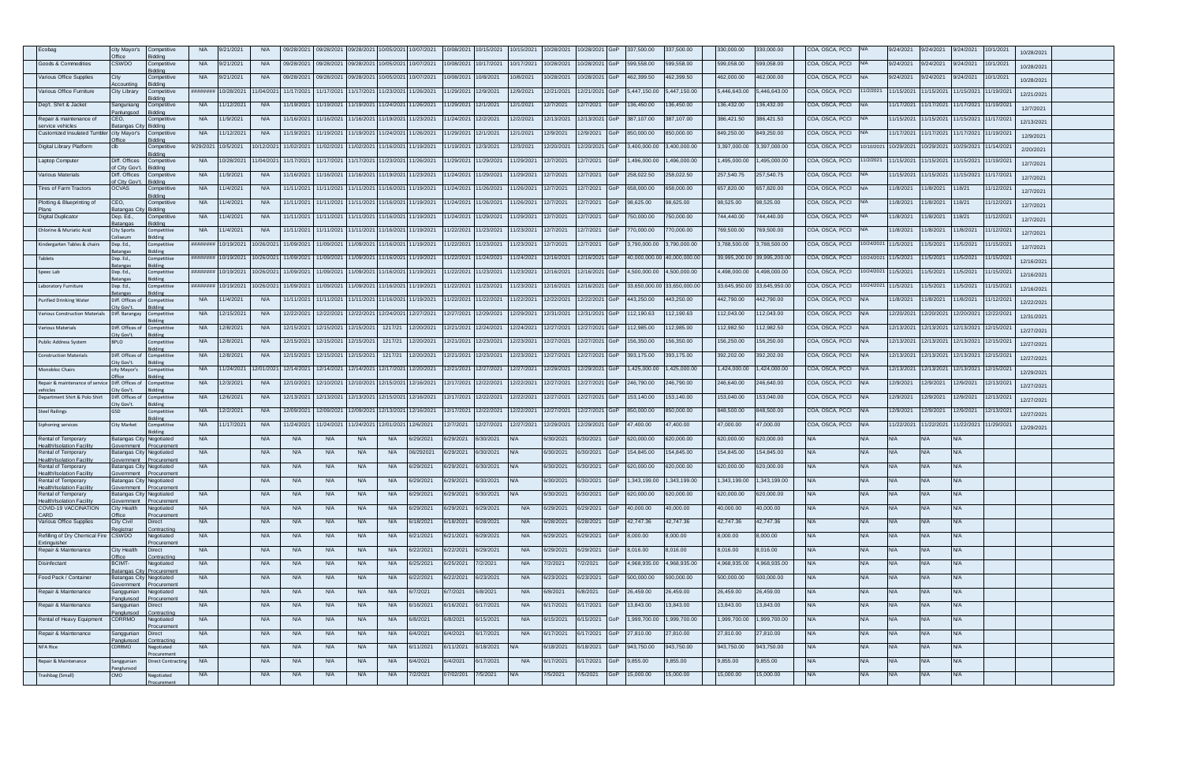| | | | | | | | | | | | | | | | | | | | | | | | | | | | | | | |
|---|---|---|---|---|---|---|---|---|---|---|---|---|---|---|---|---|---|---|---|---|---|---|---|---|---|---|---|---|---|---|
| Ecobag | city Mayor's Office | Competitive Bidding | N/A | 9/21/2021 | N/A | 09/28/2021 | 09/28/2021 | 09/28/2021 | 10/05/2021 | 10/07/2021 | 10/08/2021 | 10/15/2021 | 10/15/2021 | 10/28/2021 | 10/28/2021 | GoP | 337,500.00 | 337,500.00 | | 330,000.00 | 330,000.00 | | COA, OSCA, PCCI | N/A | 9/24/2021 | 9/24/2021 | 9/24/2021 | 10/1/2021 | 10/28/2021 | |
| Goods & Commodities | CSWDO | Competitive Bidding | N/A | 9/21/2021 | N/A | 09/28/2021 | 09/28/2021 | 09/28/2021 | 10/05/2021 | 10/07/2021 | 10/08/2021 | 10/17/2021 | 10/17/2021 | 10/28/2021 | 10/28/2021 | GoP | 599,558.00 | 599,558.00 | | 599,058.00 | 599,058.00 | | COA, OSCA, PCCI | N/A | 9/24/2021 | 9/24/2021 | 9/24/2021 | 10/1/2021 | 10/28/2021 | |
| Various Office Supplies | City Accounting | Competitive Bidding | N/A | 9/21/2021 | N/A | 09/28/2021 | 09/28/2021 | 09/28/2021 | 10/05/2021 | 10/07/2021 | 10/08/2021 | 10/8/2021 | 10/8/2021 | 10/28/2021 | 10/28/2021 | GoP | 462,399.50 | 462,399.50 | | 462,000.00 | 462,000.00 | | COA, OSCA, PCCI | N/A | 9/24/2021 | 9/24/2021 | 9/24/2021 | 10/1/2021 | 10/28/2021 | |
| Various Office Furniture | City Library | Competitive Bidding | ######## | 10/28/2021 | 11/04/2021 | 11/17/2021 | 11/17/2021 | 11/17/2021 | 11/23/2021 | 11/26/2021 | 11/29/2021 | 12/9/2021 | 12/9/2021 | 12/21/2021 | 12/21/2021 | GoP | 5,447,150.00 | 5,447,150.00 | | 5,446,643.00 | 5,446,643.00 | | COA, OSCA, PCCI | 11/2/2021 | 11/15/2021 | 11/15/2021 | 11/15/2021 | 11/19/2021 | 12/21/2021 | |
| Dept. Shirt & Jacket | Sangguniang Panlungsod | Competitive Bidding | N/A | 11/12/2021 | N/A | 11/19/2021 | 11/19/2021 | 11/19/2021 | 11/24/2021 | 11/26/2021 | 11/29/2021 | 12/1/2021 | 12/1/2021 | 12/7/2021 | 12/7/2021 | GoP | 136,450.00 | 136,450.00 | | 136,432.00 | 136,432.00 | | COA, OSCA, PCCI | N/A | 11/17/2021 | 11/17/2021 | 11/17/2021 | 11/19/2021 | 12/7/2021 | |
| Repair & maintenance of service vehicles | CEO, Batangas City | Competitive Bidding | N/A | 11/9/2021 | N/A | 11/16/2021 | 11/16/2021 | 11/16/2021 | 11/19/2021 | 11/23/2021 | 11/24/2021 | 12/2/2021 | 12/2/2021 | 12/13/2021 | 12/13/2021 | GoP | 387,107.00 | 387,107.00 | | 386,421.50 | 386,421.50 | | COA, OSCA, PCCI | N/A | 11/15/2021 | 11/15/2021 | 11/15/2021 | 11/17/2021 | 12/13/2021 | |
| Customized Insulated Tumbler | city Mayor's Office | Competitive Bidding | N/A | 11/12/2021 | N/A | 11/19/2021 | 11/19/2021 | 11/19/2021 | 11/24/2021 | 11/26/2021 | 11/29/2021 | 12/1/2021 | 12/1/2021 | 12/9/2021 | 12/9/2021 | GoP | 850,000.00 | 850,000.00 | | 849,250.00 | 849,250.00 | | COA, OSCA, PCCI | N/A | 11/17/2021 | 11/17/2021 | 11/17/2021 | 11/19/2021 | 12/9/2021 | |
| Digital Library Platform | clb | Competitive Bidding | 9/29/2021 | 10/5/2021 | 10/12/2021 | 11/02/2021 | 11/02/2021 | 11/02/2021 | 11/16/2021 | 11/19/2021 | 11/19/2021 | 12/3/2021 | 12/3/2021 | 12/20/2021 | 12/20/2021 | GoP | 3,400,000.00 | 3,400,000.00 | | 3,397,000.00 | 3,397,000.00 | | COA, OSCA, PCCI | 10/10/2021 | 10/29/2021 | 10/29/2021 | 10/29/2021 | 11/14/2021 | 2/20/2021 | |
| Laptop Computer | Diff. Offices of City Gov't. | Competitive Bidding | N/A | 10/28/2021 | 11/04/2021 | 11/17/2021 | 11/17/2021 | 11/17/2021 | 11/23/2021 | 11/26/2021 | 11/29/2021 | 11/29/2021 | 11/29/2021 | 12/7/2021 | 12/7/2021 | GoP | 1,496,000.00 | 1,496,000.00 | | 1,495,000.00 | 1,495,000.00 | | COA, OSCA, PCCI | 11/2/2021 | 11/15/2021 | 11/15/2021 | 11/15/2021 | 11/19/2021 | 12/7/2021 | |
| Various Materials | Diff. Offices of City Gov't. | Competitive Bidding | N/A | 11/9/2021 | N/A | 11/16/2021 | 11/16/2021 | 11/16/2021 | 11/19/2021 | 11/23/2021 | 11/24/2021 | 11/29/2021 | 11/29/2021 | 12/7/2021 | 12/7/2021 | GoP | 258,022.50 | 258,022.50 | | 257,540.75 | 257,540.75 | | COA, OSCA, PCCI | N/A | 11/15/2021 | 11/15/2021 | 11/15/2021 | 11/17/2021 | 12/7/2021 | |
| Tires of Farm Tractors | OCVAS | Competitive Bidding | N/A | 11/4/2021 | N/A | 11/11/2021 | 11/11/2021 | 11/11/2021 | 11/16/2021 | 11/19/2021 | 11/24/2021 | 11/26/2021 | 11/26/2021 | 12/7/2021 | 12/7/2021 | GoP | 658,000.00 | 658,000.00 | | 657,820.00 | 657,820.00 | | COA, OSCA, PCCI | N/A | 11/8/2021 | 11/8/2021 | 11/8/21 | 11/12/2021 | 12/7/2021 | |
| Plotting & Blueprinting of Plans | CEO, Batangas City | Competitive Bidding | N/A | 11/4/2021 | N/A | 11/11/2021 | 11/11/2021 | 11/11/2021 | 11/16/2021 | 11/19/2021 | 11/24/2021 | 11/26/2021 | 11/26/2021 | 12/7/2021 | 12/7/2021 | GoP | 98,625.00 | 98,625.00 | | 98,525.00 | 98,525.00 | | COA, OSCA, PCCI | N/A | 11/8/2021 | 11/8/2021 | 11/8/21 | 11/12/2021 | 12/7/2021 | |
| Digital Duplicator | Dep. Ed., Batangas | Competitive Bidding | N/A | 11/4/2021 | N/A | 11/11/2021 | 11/11/2021 | 11/11/2021 | 11/16/2021 | 11/19/2021 | 11/24/2021 | 11/29/2021 | 11/29/2021 | 12/7/2021 | 12/7/2021 | GoP | 750,000.00 | 750,000.00 | | 744,440.00 | 744,440.00 | | COA, OSCA, PCCI | N/A | 11/8/2021 | 11/8/2021 | 11/8/21 | 11/12/2021 | 12/7/2021 | |
| Chlorine & Muriatic Acid | City Sports Coliseum | Competitive Bidding | N/A | 11/4/2021 | N/A | 11/11/2021 | 11/11/2021 | 11/11/2021 | 11/16/2021 | 11/19/2021 | 11/22/2021 | 11/23/2021 | 11/23/2021 | 12/7/2021 | 12/7/2021 | GoP | 770,000.00 | 770,000.00 | | 769,500.00 | 769,500.00 | | COA, OSCA, PCCI | N/A | 11/8/2021 | 11/8/2021 | 11/8/2021 | 11/12/2021 | 12/7/2021 | |
| Kindergarten Tables & chairs | Dep. Ed., Batangas | Competitive Bidding | ######## | 10/19/2021 | 10/26/2021 | 11/09/2021 | 11/09/2021 | 11/09/2021 | 11/16/2021 | 11/19/2021 | 11/22/2021 | 11/23/2021 | 11/23/2021 | 12/7/2021 | 12/7/2021 | GoP | 3,790,000.00 | 3,790,000.00 | | 3,788,500.00 | 3,788,500.00 | | COA, OSCA, PCCI | 10/24/2021 | 11/5/2021 | 11/5/2021 | 11/5/2021 | 11/15/2021 | 12/7/2021 | |
| Tablets | Dep. Ed., Batangas | Competitive Bidding | ######## | 10/19/2021 | 10/26/2021 | 11/09/2021 | 11/09/2021 | 11/09/2021 | 11/16/2021 | 11/19/2021 | 11/22/2021 | 11/24/2021 | 11/24/2021 | 12/16/2021 | 12/16/2021 | GoP | 40,000,000.00 | 40,000,000.00 | | 39,995,200.00 | 39,995,200.00 | | COA, OSCA, PCCI | 10/24/2021 | 11/5/2021 | 11/5/2021 | 11/5/2021 | 11/15/2021 | 12/16/2021 | |
| Speec Lab | Dep. Ed., Batangas | Competitive Bidding | ######## | 10/19/2021 | 10/26/2021 | 11/09/2021 | 11/09/2021 | 11/09/2021 | 11/16/2021 | 11/19/2021 | 11/22/2021 | 11/23/2021 | 11/23/2021 | 12/16/2021 | 12/16/2021 | GoP | 4,500,000.00 | 4,500,000.00 | | 4,498,000.00 | 4,498,000.00 | | COA, OSCA, PCCI | 10/24/2021 | 11/5/2021 | 11/5/2021 | 11/5/2021 | 11/15/2021 | 12/16/2021 | |
| Laboratory Furniture | Dep. Ed., Batangas | Competitive Bidding | ######## | 10/19/2021 | 10/26/2021 | 11/09/2021 | 11/09/2021 | 11/09/2021 | 11/16/2021 | 11/19/2021 | 11/22/2021 | 11/23/2021 | 11/23/2021 | 12/16/2021 | 12/16/2021 | GoP | 33,650,000.00 | 33,650,000.00 | | 33,645,950.00 | 33,645,950.00 | | COA, OSCA, PCCI | 10/24/2021 | 11/5/2021 | 11/5/2021 | 11/5/2021 | 11/15/2021 | 12/16/2021 | |
| Purified Drinking Water | Diff. Offices of City Gov't. | Competitive Bidding | N/A | 11/4/2021 | N/A | 11/11/2021 | 11/11/2021 | 11/11/2021 | 11/16/2021 | 11/19/2021 | 11/22/2021 | 11/22/2021 | 11/22/2021 | 12/22/2021 | 12/22/2021 | GoP | 443,250.00 | 443,250.00 | | 442,790.00 | 442,790.00 | | COA, OSCA, PCCI | N/A | 11/8/2021 | 11/8/2021 | 11/8/2021 | 11/12/2021 | 12/22/2021 | |
| Various Construction Materials | Diff. Barangay | Competitive Bidding | N/A | 12/15/2021 | N/A | 12/22/2021 | 12/22/2021 | 12/22/2021 | 12/24/2021 | 12/27/2021 | 12/27/2021 | 12/29/2021 | 12/29/2021 | 12/31/2021 | 12/31/2021 | GoP | 112,190.63 | 112,190.63 | | 112,043.00 | 112,043.00 | | COA, OSCA, PCCI | N/A | 12/20/2021 | 12/20/2021 | 12/20/2021 | 12/22/2021 | 12/31/2021 | |
| Various Materials | Diff. Offices of City Gov't. | Competitive Bidding | N/A | 12/8/2021 | N/A | 12/15/2021 | 12/15/2021 | 12/15/2021 | 12/17/21 | 12/20/2021 | 12/21/2021 | 12/24/2021 | 12/24/2021 | 12/27/2021 | 12/27/2021 | GoP | 112,985.00 | 112,985.00 | | 112,982.50 | 112,982.50 | | COA, OSCA, PCCI | N/A | 12/13/2021 | 12/13/2021 | 12/13/2021 | 12/15/2021 | 12/27/2021 | |
| Public Address System | BPLO | Competitive Bidding | N/A | 12/8/2021 | N/A | 12/15/2021 | 12/15/2021 | 12/15/2021 | 12/17/21 | 12/20/2021 | 12/21/2021 | 12/23/2021 | 12/23/2021 | 12/27/2021 | 12/27/2021 | GoP | 156,350.00 | 156,350.00 | | 156,250.00 | 156,250.00 | | COA, OSCA, PCCI | N/A | 12/13/2021 | 12/13/2021 | 12/13/2021 | 12/15/2021 | 12/27/2021 | |
| Construction Materials | Diff. Offices of City Gov't. | Competitive Bidding | N/A | 12/8/2021 | N/A | 12/15/2021 | 12/15/2021 | 12/15/2021 | 12/17/21 | 12/20/2021 | 12/21/2021 | 12/23/2021 | 12/23/2021 | 12/27/2021 | 12/27/2021 | GoP | 393,175.00 | 393,175.00 | | 392,202.00 | 392,202.00 | | COA, OSCA, PCCI | N/A | 12/13/2021 | 12/13/2021 | 12/13/2021 | 12/15/2021 | 12/27/2021 | |
| Monobloc Chairs | city Mayor's Office | Competitive Bidding | N/A | 11/24/2021 | 12/01/2021 | 12/14/2021 | 12/14/2021 | 12/14/2021 | 12/17/2021 | 12/20/2021 | 12/21/2021 | 12/27/2021 | 12/27/2021 | 12/29/2021 | 12/29/2021 | GoP | 1,425,000.00 | 1,425,000.00 | | 1,424,000.00 | 1,424,000.00 | | COA, OSCA, PCCI | N/A | 12/13/2021 | 12/13/2021 | 12/13/2021 | 12/15/2021 | 12/29/2021 | |
| Repair & maintenance of service vehicles | Diff. Offices of City Gov't. | Competitive Bidding | N/A | 12/3/2021 | N/A | 12/10/2021 | 12/10/2021 | 12/10/2021 | 12/15/2021 | 12/16/2021 | 12/17/2021 | 12/22/2021 | 12/22/2021 | 12/27/2021 | 12/27/2021 | GoP | 246,790.00 | 246,790.00 | | 246,640.00 | 246,640.00 | | COA, OSCA, PCCI | N/A | 12/9/2021 | 12/9/2021 | 12/9/2021 | 12/13/2021 | 12/27/2021 | |
| Department Shirt & Polo Shirt | Diff. Offices of City Gov't. | Competitive Bidding | N/A | 12/6/2021 | N/A | 12/13/2021 | 12/13/2021 | 12/13/2021 | 12/15/2021 | 12/16/2021 | 12/17/2021 | 12/22/2021 | 12/22/2021 | 12/27/2021 | 12/27/2021 | GoP | 153,140.00 | 153,140.00 | | 153,040.00 | 153,040.00 | | COA, OSCA, PCCI | N/A | 12/9/2021 | 12/9/2021 | 12/9/2021 | 12/13/2021 | 12/27/2021 | |
| Steel Railings | GSD | Competitive Bidding | N/A | 12/2/2021 | N/A | 12/09/2021 | 12/09/2021 | 12/09/2021 | 12/13/2021 | 12/16/2021 | 12/17/2021 | 12/22/2021 | 12/22/2021 | 12/27/2021 | 12/27/2021 | GoP | 850,000.00 | 850,000.00 | | 848,500.00 | 848,500.00 | | COA, OSCA, PCCI | N/A | 12/9/2021 | 12/9/2021 | 12/9/2021 | 12/13/2021 | 12/27/2021 | |
| Siphoning services | City Market | Competitive Bidding | N/A | 11/17/2021 | N/A | 11/24/2021 | 11/24/2021 | 11/24/2021 | 12/01/2021 | 12/06/2021 | 12/7/2021 | 12/27/2021 | 12/27/2021 | 12/29/2021 | 12/29/2021 | GoP | 47,400.00 | 47,400.00 | | 47,000.00 | 47,000.00 | | COA, OSCA, PCCI | N/A | 11/22/2021 | 11/22/2021 | 11/22/2021 | 11/29/2021 | 12/29/2021 | |
| Rental of Temporary Health/Isolation Facility | Batangas City Government | Negotiated Procurement | N/A | | N/A | N/A | N/A | N/A | N/A | 6/29/2021 | 6/29/2021 | 6/30/2021 | N/A | 6/30/2021 | 6/30/2021 | GoP | 620,000.00 | 620,000.00 | | 620,000.00 | 620,000.00 | | N/A | N/A | N/A | N/A | N/A | | | |
| Rental of Temporary Health/Isolation Facility | Batangas City Government | Negotiated Procurement | N/A | | N/A | N/A | N/A | N/A | N/A | 06/29/2021 | 6/29/2021 | 6/30/2021 | N/A | 6/30/2021 | 6/30/2021 | GoP | 154,845.00 | 154,845.00 | | 154,845.00 | 154,845.00 | | N/A | N/A | N/A | N/A | N/A | | | |
| Rental of Temporary Health/Isolation Facility | Batangas City Government | Negotiated Procurement | N/A | | N/A | N/A | N/A | N/A | N/A | 6/29/2021 | 6/29/2021 | 6/30/2021 | N/A | 6/30/2021 | 6/30/2021 | GoP | 620,000.00 | 620,000.00 | | 620,000.00 | 620,000.00 | | N/A | N/A | N/A | N/A | N/A | | | |
| Rental of Temporary Health/Isolation Facility | Batangas City Government | Negotiated Procurement | | | N/A | N/A | N/A | N/A | N/A | 6/29/2021 | 6/29/2021 | 6/30/2021 | N/A | 6/30/2021 | 6/30/2021 | GoP | 1,343,199.00 | 1,343,199.00 | | 1,343,199.00 | 1,343,199.00 | | N/A | N/A | N/A | N/A | N/A | | | |
| Rental of Temporary Health/Isolation Facility | Batangas City Government | Negotiated Procurement | N/A | | N/A | N/A | N/A | N/A | N/A | 6/29/2021 | 6/29/2021 | 6/30/2021 | N/A | 6/30/2021 | 6/30/2021 | GoP | 620,000.00 | 620,000.00 | | 620,000.00 | 620,000.00 | | N/A | N/A | N/A | N/A | N/A | | | |
| COVID-19 VACCINATION CARD | City Health Office | Negotiated Procurement | N/A | | N/A | N/A | N/A | N/A | N/A | 6/29/2021 | 6/29/2021 | 6/29/2021 | N/A | 6/29/2021 | 6/29/2021 | GoP | 40,000.00 | 40,000.00 | | 40,000.00 | 40,000.00 | | N/A | N/A | N/A | N/A | N/A | | | |
| Various Office Supplies | City Civil Registrar | Direct Contracting | N/A | | N/A | N/A | N/A | N/A | N/A | 6/18/2021 | 6/18/2021 | 6/28/2021 | N/A | 6/28/2021 | 6/28/2021 | GoP | 42,747.36 | 42,747.36 | | 42,747.36 | 42,747.36 | | N/A | N/A | N/A | N/A | N/A | | | |
| Refilling of Dry Chemical Fire Extinguisher | CSWDO | Negotiated Procurement | N/A | | N/A | N/A | N/A | N/A | N/A | 6/21/2021 | 6/21/2021 | 6/29/2021 | N/A | 6/29/2021 | 6/29/2021 | GoP | 8,000.00 | 8,000.00 | | 8,000.00 | 8,000.00 | | N/A | N/A | N/A | N/A | N/A | | | |
| Repair & Maintenance | City Health Office | Direct Contracting | N/A | | N/A | N/A | N/A | N/A | N/A | 6/22/2021 | 6/22/2021 | 6/29/2021 | N/A | 6/29/2021 | 6/29/2021 | GoP | 8,016.00 | 8,016.00 | | 8,016.00 | 8,016.00 | | N/A | N/A | N/A | N/A | N/A | | | |
| Disinfectant | BCIMT-Batangas City | Negotiated Procurement | N/A | | N/A | N/A | N/A | N/A | N/A | 6/25/2021 | 6/25/2021 | 7/2/2021 | N/A | 7/2/2021 | 7/2/2021 | GoP | 4,968,935.00 | 4,968,935.00 | | 4,968,935.00 | 4,968,935.00 | | N/A | N/A | N/A | N/A | N/A | | | |
| Food Pack / Container | Batangas City Government | Negotiated Procurement | N/A | | N/A | N/A | N/A | N/A | N/A | 6/22/2021 | 6/22/2021 | 6/23/2021 | N/A | 6/23/2021 | 6/23/2021 | GoP | 500,000.00 | 500,000.00 | | 500,000.00 | 500,000.00 | | N/A | N/A | N/A | N/A | N/A | | | |
| Repair & Maintenance | Sangguniang Panglunsod | Negotiated Procurement | N/A | | N/A | N/A | N/A | N/A | N/A | 6/7/2021 | 6/7/2021 | 6/8/2021 | N/A | 6/8/2021 | 6/8/2021 | GoP | 26,459.00 | 26,459.00 | | 26,459.00 | 26,459.00 | | N/A | N/A | N/A | N/A | N/A | | | |
| Repair & Maintenance | Sangguniang Panglunsod | Direct Contracting | N/A | | N/A | N/A | N/A | N/A | N/A | 6/16/2021 | 6/16/2021 | 6/17/2021 | N/A | 6/17/2021 | 6/17/2021 | GoP | 13,843.00 | 13,843.00 | | 13,843.00 | 13,843.00 | | N/A | N/A | N/A | N/A | N/A | | | |
| Rental of Heavy Equipment | CDRRMO | Negotiated Procurement | N/A | | N/A | N/A | N/A | N/A | N/A | 6/8/2021 | 6/8/2021 | 6/15/2021 | N/A | 6/15/2021 | 6/15/2021 | GoP | 1,999,700.00 | 1,999,700.00 | | 1,999,700.00 | 1,999,700.00 | | N/A | N/A | N/A | N/A | N/A | | | |
| Repair & Maintenance | Sangguniang Panglunsod | Direct Contracting | N/A | | N/A | N/A | N/A | N/A | N/A | 6/4/2021 | 6/4/2021 | 6/17/2021 | N/A | 6/17/2021 | 6/17/2021 | GoP | 27,810.00 | 27,810.00 | | 27,810.00 | 27,810.00 | | N/A | N/A | N/A | N/A | N/A | | | |
| NFA Rice | CDRRMO | Negotiated Procurement | N/A | | N/A | N/A | N/A | N/A | N/A | 6/11/2021 | 6/11/2021 | 6/18/2021 | N/A | 6/18/2021 | 6/18/2021 | GoP | 943,750.00 | 943,750.00 | | 943,750.00 | 943,750.00 | | N/A | N/A | N/A | N/A | N/A | | | |
| Repair & Maintenance | Sangguniang Panglunsod | Direct Contracting | N/A | | N/A | N/A | N/A | N/A | N/A | 6/4/2021 | 6/4/2021 | 6/17/2021 | N/A | 6/17/2021 | 6/17/2021 | GoP | 9,855.00 | 9,855.00 | | 9,855.00 | 9,855.00 | | N/A | N/A | N/A | N/A | N/A | | | |
| Trashbag (Small) | CMO | Negotiated Procurement | N/A | | N/A | N/A | N/A | N/A | N/A | 7/2/2021 | 07/02/2021 | 7/5/2021 | N/A | 7/5/2021 | 7/5/2021 | GoP | 15,000.00 | 15,000.00 | | 15,000.00 | 15,000.00 | | N/A | N/A | N/A | N/A | N/A | | | |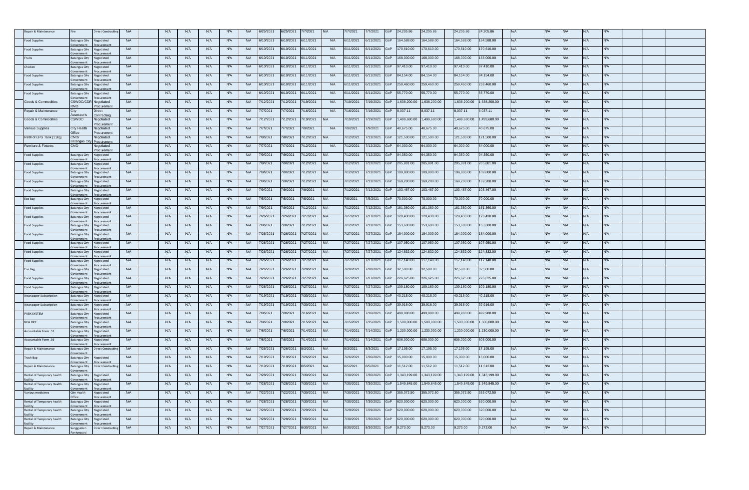| | | | | | | | | | | | | | | | | | | | | | | | | | | | | | |
|---|---|---|---|---|---|---|---|---|---|---|---|---|---|---|---|---|---|---|---|---|---|---|---|---|---|---|---|---|---|
| Repair & Maintenance | Fire | Direct Contracting | N/A | | N/A | N/A | N/A | N/A | N/A | N/A | 6/25/2021 | 6/25/2021 | 7/7/2021 | N/A | 7/7/2021 | 7/7/2021 | GoP | 24,205.86 | 24,205.86 | | 24,205.86 | 24,205.86 | | N/A | | N/A | N/A | N/A | N/A |
| Food Supplies | Batangas City Government | Negotiated Procurement | N/A | | N/A | N/A | N/A | N/A | N/A | N/A | 6/10/2021 | 6/10/2021 | 6/11/2021 | N/A | 6/11/2021 | 6/11/2021 | GoP | 164,588.00 | 164,588.00 | | 164,588.00 | 164,588.00 | | N/A | | N/A | N/A | N/A | N/A |
| Food Supplies | Batangas City Government | Negotiated Procurement | N/A | | N/A | N/A | N/A | N/A | N/A | N/A | 6/10/2021 | 6/10/2021 | 6/11/2021 | N/A | 6/11/2021 | 6/11/2021 | GoP | 170,610.00 | 170,610.00 | | 170,610.00 | 170,610.00 | | N/A | | N/A | N/A | N/A | N/A |
| Fruits | Batangas City Government | Negotiated Procurement | N/A | | N/A | N/A | N/A | N/A | N/A | N/A | 6/10/2021 | 6/10/2021 | 6/11/2021 | N/A | 6/11/2021 | 6/11/2021 | GoP | 168,000.00 | 168,000.00 | | 168,000.00 | 168,000.00 | | N/A | | N/A | N/A | N/A | N/A |
| Chicken | Batangas City Government | Negotiated Procurement | N/A | | N/A | N/A | N/A | N/A | N/A | N/A | 6/10/2021 | 6/10/2021 | 6/11/2021 | N/A | 6/11/2021 | 6/11/2021 | GoP | 97,410.00 | 97,410.00 | | 97,410.00 | 97,410.00 | | N/A | | N/A | N/A | N/A | N/A |
| Food Supplies | Batangas City Government | Negotiated Procurement | N/A | | N/A | N/A | N/A | N/A | N/A | N/A | 6/10/2021 | 6/10/2021 | 6/11/2021 | N/A | 6/11/2021 | 6/11/2021 | GoP | 84,154.00 | 84,154.00 | | 84,154.00 | 84,154.00 | | N/A | | N/A | N/A | N/A | N/A |
| Food Supplies | Batangas City Government | Negotiated Procurement | N/A | | N/A | N/A | N/A | N/A | N/A | N/A | 6/10/2021 | 6/10/2021 | 6/11/2021 | N/A | 6/11/2021 | 6/11/2021 | GoP | 259,460.00 | 259,460.00 | | 259,460.00 | 259,460.00 | | N/A | | N/A | N/A | N/A | N/A |
| Food Supplies | Batangas City Government | Negotiated Procurement | N/A | | N/A | N/A | N/A | N/A | N/A | N/A | 6/10/2021 | 6/10/2021 | 6/11/2021 | N/A | 6/11/2021 | 6/11/2021 | GoP | 55,770.00 | 55,770.00 | | 55,770.00 | 55,770.00 | | N/A | | N/A | N/A | N/A | N/A |
| Goods & Commodities | CSWDO/CDRRMO | Negotiated Procurement | N/A | | N/A | N/A | N/A | N/A | N/A | N/A | 7/12/2021 | 7/12/2021 | 7/19/2021 | N/A | 7/19/2021 | 7/19/2021 | GoP | 1,638,200.00 | 1,638,200.00 | | 1,638,200.00 | 1,638,200.00 | | N/A | | N/A | N/A | N/A | N/A |
| Repair & Maintenance | City Assessor's | Direct Contracting | N/A | | N/A | N/A | N/A | N/A | N/A | N/A | 7/7/2021 | 7/7/2021 | 7/16/2021 | N/A | 7/16/2021 | 7/16/2021 | GoP | 8,037.11 | 8,037.11 | | 8,037.11 | 8,037.11 | | N/A | | N/A | N/A | N/A | N/A |
| Goods & Commodities | CSWDO | Negotiated Procurement | N/A | | N/A | N/A | N/A | N/A | N/A | N/A | 7/12/2021 | 7/12/2021 | 7/19/2021 | N/A | 7/19/2021 | 7/19/2021 | GoP | 1,499,680.00 | 1,499,680.00 | | 1,499,680.00 | 1,499,680.00 | | N/A | | N/A | N/A | N/A | N/A |
| Various Supplies | City Health Office | Negotiated Procurement | N/A | | N/A | N/A | N/A | N/A | N/A | N/A | 7/7/2021 | 7/7/2021 | 7/9/2021 | N/A | 7/9/2021 | 7/9/2021 | GoP | 40,675.00 | 40,675.00 | | 40,675.00 | 40,675.00 | | N/A | | N/A | N/A | N/A | N/A |
| Refill of LPG Tank (11kg) | CMO/ Batangas City | Negotiated Procurement | N/A | | N/A | N/A | N/A | N/A | N/A | N/A | 7/8/2021 | 7/8/2021 | 7/12/2021 | N/A | 7/12/2021 | 7/12/2021 | GoP | 121,500.00 | 121,500.00 | | 121,500.00 | 121,500.00 | | N/A | | N/A | N/A | N/A | N/A |
| Furniture & Fixtures | CMO | Negotiated Procurement | N/A | | N/A | N/A | N/A | N/A | N/A | N/A | 7/7/2021 | 7/7/2021 | 7/12/2021 | N/A | 7/12/2021 | 7/12/2021 | GoP | 64,000.00 | 64,000.00 | | 64,000.00 | 64,000.00 | | N/A | | N/A | N/A | N/A | N/A |
| Food Supplies | Batangas City Government | Negotiated Procurement | N/A | | N/A | N/A | N/A | N/A | N/A | N/A | 7/9/2021 | 7/9/2021 | 7/12/2021 | N/A | 7/12/2021 | 7/12/2021 | GoP | 94,350.00 | 94,350.00 | | 94,350.00 | 94,350.00 | | N/A | | N/A | N/A | N/A | N/A |
| Food Supplies | Batangas City Government | Negotiated Procurement | N/A | | N/A | N/A | N/A | N/A | N/A | N/A | 7/9/2021 | 7/9/2021 | 7/12/2021 | N/A | 7/12/2021 | 7/12/2021 | GoP | 205,881.00 | 205,881.00 | | 205,881.00 | 205,881.00 | | N/A | | N/A | N/A | N/A | N/A |
| Food Supplies | Batangas City Government | Negotiated Procurement | N/A | | N/A | N/A | N/A | N/A | N/A | N/A | 7/9/2021 | 7/9/2021 | 7/12/2021 | N/A | 7/12/2021 | 7/12/2021 | GoP | 109,800.00 | 109,800.00 | | 109,800.00 | 109,800.00 | | N/A | | N/A | N/A | N/A | N/A |
| Food Supplies | Batangas City Government | Negotiated Procurement | N/A | | N/A | N/A | N/A | N/A | N/A | N/A | 7/9/2021 | 7/9/2021 | 7/12/2021 | N/A | 7/12/2021 | 7/12/2021 | GoP | 169,280.00 | 169,280.00 | | 169,280.00 | 169,280.00 | | N/A | | N/A | N/A | N/A | N/A |
| Food Supplies | Batangas City Government | Negotiated Procurement | N/A | | N/A | N/A | N/A | N/A | N/A | N/A | 7/9/2021 | 7/9/2021 | 7/9/2021 | N/A | 7/12/2021 | 7/12/2021 | GoP | 103,467.00 | 103,467.00 | | 103,467.00 | 103,467.00 | | N/A | | N/A | N/A | N/A | N/A |
| Eco Bag | Batangas City Government | Negotiated Procurement | N/A | | N/A | N/A | N/A | N/A | N/A | N/A | 7/5/2021 | 7/5/2021 | 7/5/2021 | N/A | 7/5/2021 | 7/5/2021 | GoP | 70,000.00 | 70,000.00 | | 70,000.00 | 70,000.00 | | N/A | | N/A | N/A | N/A | N/A |
| Food Supplies | Batangas City Government | Negotiated Procurement | N/A | | N/A | N/A | N/A | N/A | N/A | N/A | 7/9/2021 | 7/9/2021 | 7/12/2021 | N/A | 7/12/2021 | 7/12/2021 | GoP | 161,360.00 | 161,360.00 | | 161,360.00 | 161,360.00 | | N/A | | N/A | N/A | N/A | N/A |
| Food Supplies | Batangas City Government | Negotiated Procurement | N/A | | N/A | N/A | N/A | N/A | N/A | N/A | 7/26/2021 | 7/26/2021 | 7/27/2021 | N/A | 7/27/2021 | 7/27/2021 | GoP | 128,430.00 | 128,430.00 | | 128,430.00 | 128,430.00 | | N/A | | N/A | N/A | N/A | N/A |
| Food Supplies | Batangas City Government | Negotiated Procurement | N/A | | N/A | N/A | N/A | N/A | N/A | N/A | 7/9/2021 | 7/9/2021 | 7/12/2021 | N/A | 7/12/2021 | 7/12/2021 | GoP | 153,600.00 | 153,600.00 | | 153,600.00 | 153,600.00 | | N/A | | N/A | N/A | N/A | N/A |
| Food Supplies | Batangas City Government | Negotiated Procurement | N/A | | N/A | N/A | N/A | N/A | N/A | N/A | 7/26/2021 | 7/26/2021 | 7/27/2021 | N/A | 7/27/2021 | 7/27/2021 | GoP | 184,000.00 | 184,000.00 | | 184,000.00 | 184,000.00 | | N/A | | N/A | N/A | N/A | N/A |
| Food Supplies | Batangas City Government | Negotiated Procurement | N/A | | N/A | N/A | N/A | N/A | N/A | N/A | 7/26/2021 | 7/26/2021 | 7/27/2021 | N/A | 7/27/2021 | 7/27/2021 | GoP | 107,950.00 | 107,950.00 | | 107,950.00 | 107,950.00 | | N/A | | N/A | N/A | N/A | N/A |
| Food Supplies | Batangas City Government | Negotiated Procurement | N/A | | N/A | N/A | N/A | N/A | N/A | N/A | 7/26/2021 | 7/26/2021 | 7/27/2021 | N/A | 7/27/2021 | 7/27/2021 | GoP | 124,832.00 | 124,832.00 | | 124,832.00 | 124,832.00 | | N/A | | N/A | N/A | N/A | N/A |
| Food Supplies | Batangas City Government | Negotiated Procurement | N/A | | N/A | N/A | N/A | N/A | N/A | N/A | 7/26/2021 | 7/26/2021 | 7/27/2021 | N/A | 7/27/2021 | 7/27/2021 | GoP | 117,140.00 | 117,140.00 | | 117,140.00 | 117,140.00 | | N/A | | N/A | N/A | N/A | N/A |
| Eco Bag | Batangas City Government | Negotiated Procurement | N/A | | N/A | N/A | N/A | N/A | N/A | N/A | 7/26/2021 | 7/26/2021 | 7/28/2021 | N/A | 7/28/2021 | 7/28/2021 | GoP | 32,500.00 | 32,500.00 | | 32,500.00 | 32,500.00 | | N/A | | N/A | N/A | N/A | N/A |
| Food Supplies | Batangas City Government | Negotiated Procurement | N/A | | N/A | N/A | N/A | N/A | N/A | N/A | 7/26/2021 | 7/26/2021 | 7/27/2021 | N/A | 7/27/2021 | 7/27/2021 | GoP | 226,625.00 | 226,625.00 | | 226,625.00 | 226,625.00 | | N/A | | N/A | N/A | N/A | N/A |
| Food Supplies | Batangas City Government | Negotiated Procurement | N/A | | N/A | N/A | N/A | N/A | N/A | N/A | 7/26/2021 | 7/26/2021 | 7/27/2021 | N/A | 7/27/2021 | 7/27/2021 | GoP | 109,180.00 | 109,180.00 | | 109,180.00 | 109,180.00 | | N/A | | N/A | N/A | N/A | N/A |
| Newspaper Subscription | Batangas City Government | Negotiated Procurement | N/A | | N/A | N/A | N/A | N/A | N/A | N/A | 7/19/2021 | 7/19/2021 | 7/30/2021 | N/A | 7/30/2021 | 7/30/2021 | GoP | 40,215.00 | 40,215.00 | | 40,215.00 | 40,215.00 | | N/A | | N/A | N/A | N/A | N/A |
| Newspaper Subscription | Batangas City Government | Negotiated Procurement | N/A | | N/A | N/A | N/A | N/A | N/A | N/A | 7/19/2021 | 7/19/2021 | 7/30/2021 | N/A | 7/30/2021 | 7/30/2021 | GoP | 39,916.00 | 39,916.00 | | 39,916.00 | 39,916.00 | | N/A | | N/A | N/A | N/A | N/A |
| PABX SYSTEM | Batangas City Government | Negotiated Procurement | N/A | | N/A | N/A | N/A | N/A | N/A | N/A | 7/9/2021 | 7/9/2021 | 7/16/2021 | N/A | 7/16/2021 | 7/16/2021 | GoP | 499,988.00 | 499,988.00 | | 499,988.00 | 499,988.00 | | N/A | | N/A | N/A | N/A | N/A |
| NFA RICE | Batangas City Government | Negotiated Procurement | N/A | | N/A | N/A | N/A | N/A | N/A | N/A | 7/9/2021 | 7/9/2021 | 7/15/2021 | N/A | 7/15/2021 | 7/15/2021 | GoP | 1,500,000.00 | 1,500,000.00 | | 1,500,000.00 | 1,500,000.00 | | N/A | | N/A | N/A | N/A | N/A |
| Accountable Form .51 | Batangas City Government | Negotiated Procurement | N/A | | N/A | N/A | N/A | N/A | N/A | N/A | 7/8/2021 | 7/8/2021 | 7/14/2021 | N/A | 7/14/2021 | 7/14/2021 | GoP | 1,230,000.00 | 1,230,000.00 | | 1,230,000.00 | 1,230,000.00 | | N/A | | N/A | N/A | N/A | N/A |
| Accountable Form .56 | Batangas City Government | Negotiated Procurement | N/A | | N/A | N/A | N/A | N/A | N/A | N/A | 7/8/2021 | 7/8/2021 | 7/14/2021 | N/A | 7/14/2021 | 7/14/2021 | GoP | 606,000.00 | 606,000.00 | | 606,000.00 | 606,000.00 | | | | N/A | N/A | N/A | N/A |
| Repair & Maintenance | Batangas City Government | Direct Contracting | N/A | | N/A | N/A | N/A | N/A | N/A | N/A | 7/26/2021 | 7/26/2021 | 8/3/2021 | N/A | 8/3/2021 | 8/3/2021 | GoP | 17,195.00 | 17,195.00 | | 17,195.00 | 17,195.00 | | N/A | | N/A | N/A | N/A | N/A |
| Trash Bag | Batangas City Government | Negotiated Procurement | N/A | | N/A | N/A | N/A | N/A | N/A | N/A | 7/19/2021 | 7/19/2021 | 7/26/2021 | N/A | 7/26/2021 | 7/26/2021 | GoP | 15,000.00 | 15,000.00 | | 15,000.00 | 15,000.00 | | N/A | | N/A | N/A | N/A | N/A |
| Repair & Maintenance | Batangas City Government | Direct Contracting | N/A | | N/A | N/A | N/A | N/A | N/A | N/A | 7/19/2021 | 7/19/2021 | 8/5/2021 | N/A | 8/5/2021 | 8/5/2021 | GoP | 11,512.00 | 11,512.00 | | 11,512.00 | 11,512.00 | | N/A | | N/A | N/A | N/A | N/A |
| Rental of Temporary health facility | Batangas City Government | Negotiated Procurement | N/A | | N/A | N/A | N/A | N/A | N/A | N/A | 7/28/2021 | 7/28/2021 | 7/30/2021 | N/A | 7/30/2021 | 7/30/2021 | GoP | 1,343,199.00 | 1,343,199.00 | | 1,343,199.00 | 1,343,199.00 | | N/A | | N/A | N/A | N/A | N/A |
| Rental of Temporary Health facility | Batangas City Government | Negotiated Procurement | N/A | | N/A | N/A | N/A | N/A | N/A | N/A | 7/28/2021 | 7/28/2021 | 7/30/2021 | N/A | 7/30/2021 | 7/30/2021 | GoP | 1,549,845.00 | 1,549,845.00 | | 1,549,845.00 | 1,549,845.00 | | N/A | | N/A | N/A | N/A | N/A |
| Various medicines | City Health Office | Negotiated Procurement | N/A | | N/A | N/A | N/A | N/A | N/A | N/A | 7/22/2021 | 7/22/2021 | 7/30/2021 | N/A | 7/30/2021 | 7/30/2021 | GoP | 355,072.50 | 355,072.50 | | 355,072.50 | 355,072.50 | | N/A | | N/A | N/A | N/A | N/A |
| Rental of Temporary health facility | Batangas City Government | Negotiated Procurement | N/A | | N/A | N/A | N/A | N/A | N/A | N/A | 7/28/2021 | 7/28/2021 | 7/30/2021 | N/A | 7/30/2021 | 7/30/2021 | GoP | 620,000.00 | 620,000.00 | | 620,000.00 | 620,000.00 | | N/A | | N/A | N/A | N/A | N/A |
| Rental of Temporary health facility | Batangas City Government | Negotiated Procurement | N/A | | N/A | N/A | N/A | N/A | N/A | N/A | 7/28/2021 | 7/28/2021 | 7/29/2021 | N/A | 7/29/2021 | 7/29/2021 | GoP | 620,000.00 | 620,000.00 | | 620,000.00 | 620,000.00 | | N/A | | N/A | N/A | N/A | N/A |
| Rental of Temporary health facility | Batangas City Government | Negotiated Procurement | N/A | | N/A | N/A | N/A | N/A | N/A | N/A | 7/28/2021 | 7/28/2021 | 7/30/2021 | N/A | 7/30/2021 | 7/30/2021 | GoP | 620,000.00 | 620,000.00 | | 620,000.00 | 620,000.00 | | N/A | | N/A | N/A | N/A | N/A |
| Repair & Maintenance | Sangguniang Panlungsod | Direct Contracting | N/A | | N/A | N/A | N/A | N/A | N/A | N/A | 7/27/2021 | 7/27/2021 | 8/30/2021 | N/A | 8/30/2021 | 8/30/2021 | GoP | 9,273.00 | 9,273.00 | | 9,273.00 | 9,273.00 | | N/A | | N/A | N/A | N/A | N/A |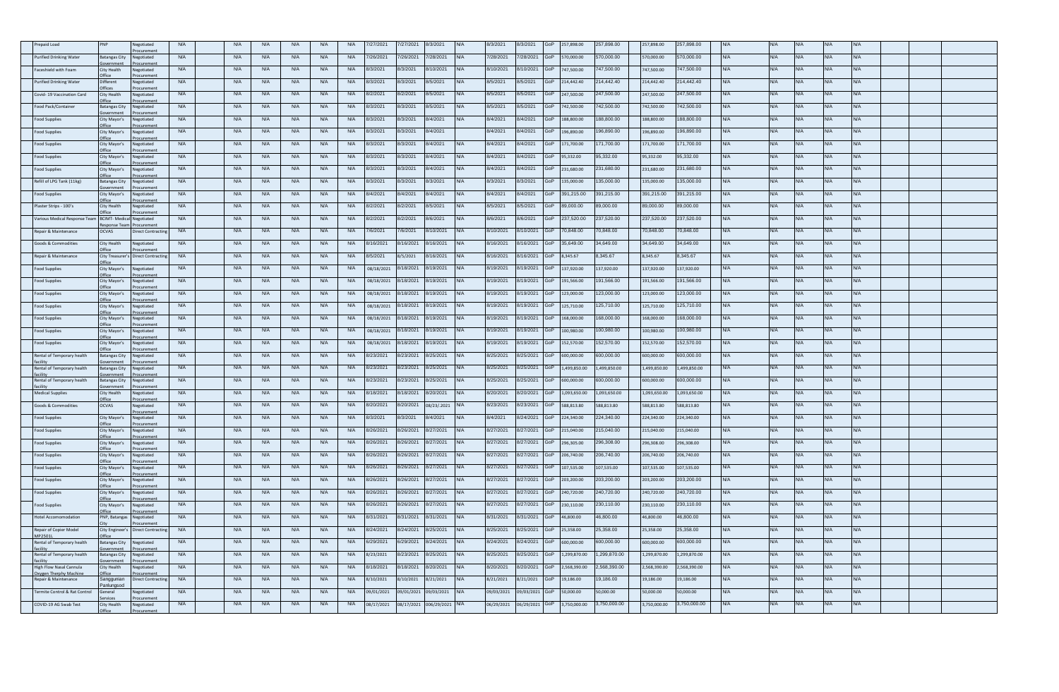| | | | | | | | | | | | | | | | | | | | | | | | | |
|---|---|---|---|---|---|---|---|---|---|---|---|---|---|---|---|---|---|---|---|---|---|---|---|---|
| Prepaid Load | PNP | Negotiated Procurement | N/A | N/A | N/A | N/A | N/A | N/A | N/A | 7/27/2021 | 7/27/2021 | 8/3/2021 | N/A | 8/3/2021 | 8/3/2021 | GoP | 257,898.00 | 257,898.00 | 257,898.00 | 257,898.00 | N/A | N/A | N/A | N/A | N/A |
| Purified Drinking Water | Batangas City Government | Negotiated Procurement | N/A | N/A | N/A | N/A | N/A | N/A | N/A | 7/26/2021 | 7/26/2021 | 7/28/2021 | N/A | 7/28/2021 | 7/28/2021 | GoP | 570,000.00 | 570,000.00 | 570,000.00 | 570,000.00 | N/A | N/A | N/A | N/A | N/A |
| Faceshield with Foam | City Health Office | Negotiated Procurement | N/A | N/A | N/A | N/A | N/A | N/A | N/A | 8/3/2021 | 8/3/2021 | 8/10/2021 | N/A | 8/10/2021 | 8/10/2021 | GoP | 747,500.00 | 747,500.00 | 747,500.00 | 747,500.00 | N/A | N/A | N/A | N/A | N/A |
| Purified Drinking Water | Different Offices | Negotiated Procurement | N/A | N/A | N/A | N/A | N/A | N/A | N/A | 8/3/2021 | 8/3/2021 | 8/5/2021 | N/A | 8/5/2021 | 8/5/2021 | GoP | 214,442.40 | 214,442.40 | 214,442.40 | 214,442.40 | N/A | N/A | N/A | N/A | N/A |
| Covid- 19 Vaccination Card | City Health Office | Negotiated Procurement | N/A | N/A | N/A | N/A | N/A | N/A | N/A | 8/2/2021 | 8/2/2021 | 8/5/2021 | N/A | 8/5/2021 | 8/5/2021 | GoP | 247,500.00 | 247,500.00 | 247,500.00 | 247,500.00 | N/A | N/A | N/A | N/A | N/A |
| Food Pack/Container | Batangas City Government | Negotiated Procurement | N/A | N/A | N/A | N/A | N/A | N/A | N/A | 8/3/2021 | 8/3/2021 | 8/5/2021 | N/A | 8/5/2021 | 8/5/2021 | GoP | 742,500.00 | 742,500.00 | 742,500.00 | 742,500.00 | N/A | N/A | N/A | N/A | N/A |
| Food Supplies | City Mayor's Office | Negotiated Procurement | N/A | N/A | N/A | N/A | N/A | N/A | N/A | 8/3/2021 | 8/3/2021 | 8/4/2021 | N/A | 8/4/2021 | 8/4/2021 | GoP | 188,800.00 | 188,800.00 | 188,800.00 | 188,800.00 | N/A | N/A | N/A | N/A | N/A |
| Food Supplies | City Mayor's Office | Negotiated Procurement | N/A | N/A | N/A | N/A | N/A | N/A | N/A | 8/3/2021 | 8/3/2021 | 8/4/2021 | | 8/4/2021 | 8/4/2021 | GoP | 196,890.00 | 196,890.00 | 196,890.00 | 196,890.00 | N/A | N/A | N/A | N/A | N/A |
| Food Supplies | City Mayor's Office | Negotiated Procurement | N/A | N/A | N/A | N/A | N/A | N/A | N/A | 8/3/2021 | 8/3/2021 | 8/4/2021 | N/A | 8/4/2021 | 8/4/2021 | GoP | 171,700.00 | 171,700.00 | 171,700.00 | 171,700.00 | N/A | N/A | N/A | N/A | N/A |
| Food Supplies | City Mayor's Office | Negotiated Procurement | N/A | N/A | N/A | N/A | N/A | N/A | N/A | 8/3/2021 | 8/3/2021 | 8/4/2021 | N/A | 8/4/2021 | 8/4/2021 | GoP | 95,332.00 | 95,332.00 | 95,332.00 | 95,332.00 | N/A | N/A | N/A | N/A | N/A |
| Food Supplies | City Mayor's Office | Negotiated Procurement | N/A | N/A | N/A | N/A | N/A | N/A | N/A | 8/3/2021 | 8/3/2021 | 8/4/2021 | N/A | 8/4/2021 | 8/4/2021 | GoP | 231,680.00 | 231,680.00 | 231,680.00 | 231,680.00 | N/A | N/A | N/A | N/A | N/A |
| Refill of LPG Tank (11kg) | Batangas City Government | Negotiated Procurement | N/A | N/A | N/A | N/A | N/A | N/A | N/A | 8/3/2021 | 8/3/2021 | 8/3/2021 | N/A | 8/3/2021 | 8/3/2021 | GoP | 135,000.00 | 135,000.00 | 135,000.00 | 135,000.00 | N/A | N/A | N/A | N/A | N/A |
| Food Supplies | City Mayor's Office | Negotiated Procurement | N/A | N/A | N/A | N/A | N/A | N/A | N/A | 8/4/2021 | 8/4/2021 | 8/4/2021 | N/A | 8/4/2021 | 8/4/2021 | GoP | 391,215.00 | 391,215.00 | 391,215.00 | 391,215.00 | N/A | N/A | N/A | N/A | N/A |
| Plaster Strips - 100's | City Health Office | Negotiated Procurement | N/A | N/A | N/A | N/A | N/A | N/A | N/A | 8/2/2021 | 8/2/2021 | 8/5/2021 | N/A | 8/5/2021 | 8/5/2021 | GoP | 89,000.00 | 89,000.00 | 89,000.00 | 89,000.00 | N/A | N/A | N/A | N/A | N/A |
| Various Medical Response Team | BCIMT- Medical Response Team | Negotiated Procurement | N/A | N/A | N/A | N/A | N/A | N/A | N/A | 8/2/2021 | 8/2/2021 | 8/6/2021 | N/A | 8/6/2021 | 8/6/2021 | GoP | 237,520.00 | 237,520.00 | 237,520.00 | 237,520.00 | N/A | N/A | N/A | N/A | N/A |
| Repair & Maintenance | OCVAS | Direct Contracting | N/A | N/A | N/A | N/A | N/A | N/A | N/A | 7/6/2021 | 7/6/2021 | 8/10/2021 | N/A | 8/10/2021 | 8/10/2021 | GoP | 70,848.00 | 70,848.00 | 70,848.00 | 70,848.00 | N/A | N/A | N/A | N/A | N/A |
| Goods & Commodities | City Health Office | Negotiated Procurement | N/A | N/A | N/A | N/A | N/A | N/A | N/A | 8/16/2021 | 8/16/2021 | 8/16/2021 | N/A | 8/16/2021 | 8/16/2021 | GoP | 35,649.00 | 34,649.00 | 34,649.00 | 34,649.00 | N/A | N/A | N/A | N/A | N/A |
| Repair & Maintenance | City Treasurer's Office | Direct Contracting | N/A | N/A | N/A | N/A | N/A | N/A | N/A | 8/5/2021 | 8/5/2021 | 8/16/2021 | N/A | 8/16/2021 | 8/16/2021 | GoP | 8,345.67 | 8,345.67 | 8,345.67 | 8,345.67 | N/A | N/A | N/A | N/A | N/A |
| Food Supplies | City Mayor's Office | Negotiated Procurement | N/A | N/A | N/A | N/A | N/A | N/A | N/A | 08/18/2021 | 8/18/2021 | 8/19/2021 | N/A | 8/19/2021 | 8/19/2021 | GoP | 137,920.00 | 137,920.00 | 137,920.00 | 137,920.00 | N/A | N/A | N/A | N/A | N/A |
| Food Supplies | City Mayor's Office | Negotiated Procurement | N/A | N/A | N/A | N/A | N/A | N/A | N/A | 08/18/2021 | 8/18/2021 | 8/19/2021 | N/A | 8/19/2021 | 8/19/2021 | GoP | 191,566.00 | 191,566.00 | 191,566.00 | 191,566.00 | N/A | N/A | N/A | N/A | N/A |
| Food Supplies | City Mayor's Office | Negotiated Procurement | N/A | N/A | N/A | N/A | N/A | N/A | N/A | 08/18/2021 | 8/18/2021 | 8/19/2021 | N/A | 8/19/2021 | 8/19/2021 | GoP | 123,000.00 | 123,000.00 | 123,000.00 | 123,000.00 | N/A | N/A | N/A | N/A | N/A |
| Food Supplies | City Mayor's Office | Negotiated Procurement | N/A | N/A | N/A | N/A | N/A | N/A | N/A | 08/18/2021 | 8/18/2021 | 8/19/2021 | N/A | 8/19/2021 | 8/19/2021 | GoP | 125,710.00 | 125,710.00 | 125,710.00 | 125,710.00 | N/A | N/A | N/A | N/A | N/A |
| Food Supplies | City Mayor's Office | Negotiated Procurement | N/A | N/A | N/A | N/A | N/A | N/A | N/A | 08/18/2021 | 8/18/2021 | 8/19/2021 | N/A | 8/19/2021 | 8/19/2021 | GoP | 168,000.00 | 168,000.00 | 168,000.00 | 168,000.00 | N/A | N/A | N/A | N/A | N/A |
| Food Supplies | City Mayor's Office | Negotiated Procurement | N/A | N/A | N/A | N/A | N/A | N/A | N/A | 08/18/2021 | 8/18/2021 | 8/19/2021 | N/A | 8/19/2021 | 8/19/2021 | GoP | 100,980.00 | 100,980.00 | 100,980.00 | 100,980.00 | N/A | N/A | N/A | N/A | N/A |
| Food Supplies | City Mayor's Office | Negotiated Procurement | N/A | N/A | N/A | N/A | N/A | N/A | N/A | 08/18/2021 | 8/18/2021 | 8/19/2021 | N/A | 8/19/2021 | 8/19/2021 | GoP | 152,570.00 | 152,570.00 | 152,570.00 | 152,570.00 | N/A | N/A | N/A | N/A | N/A |
| Rental of Temporary health facility | Batangas City Government | Negotiated Procurement | N/A | N/A | N/A | N/A | N/A | N/A | N/A | 8/23/2021 | 8/23/2021 | 8/25/2021 | N/A | 8/25/2021 | 8/25/2021 | GoP | 600,000.00 | 600,000.00 | 600,000.00 | 600,000.00 | N/A | N/A | N/A | N/A | N/A |
| Rental of Temporary health facility | Batangas City Government | Negotiated Procurement | N/A | N/A | N/A | N/A | N/A | N/A | N/A | 8/23/2021 | 8/23/2021 | 8/25/2021 | N/A | 8/25/2021 | 8/25/2021 | GoP | 1,499,850.00 | 1,499,850.00 | 1,499,850.00 | 1,499,850.00 | N/A | N/A | N/A | N/A | N/A |
| Rental of Temporary health facility | Batangas City Government | Negotiated Procurement | N/A | N/A | N/A | N/A | N/A | N/A | N/A | 8/23/2021 | 8/23/2021 | 8/25/2021 | N/A | 8/25/2021 | 8/25/2021 | GoP | 600,000.00 | 600,000.00 | 600,000.00 | 600,000.00 | N/A | N/A | N/A | N/A | N/A |
| Medical Supplies | City Health Office | Negotiated Procurement | N/A | N/A | N/A | N/A | N/A | N/A | N/A | 8/18/2021 | 8/18/2021 | 8/20/2021 | N/A | 8/20/2021 | 8/20/2021 | GoP | 1,093,650.00 | 1,093,650.00 | 1,093,650.00 | 1,093,650.00 | N/A | N/A | N/A | N/A | N/A |
| Goods & Commodities | OCVAS | Negotiated Procurement | N/A | N/A | N/A | N/A | N/A | N/A | N/A | 8/20/2021 | 8/20/2021 | 08/23/.2021 | N/A | 8/23/2021 | 8/23/2021 | GoP | 588,813.80 | 588,813.80 | 588,813.80 | 588,813.80 | N/A | N/A | N/A | N/A | N/A |
| Food Supplies | City Mayor's Office | Negotiated Procurement | N/A | N/A | N/A | N/A | N/A | N/A | N/A | 8/3/2021 | 8/3/2021 | 8/4/2021 | N/A | 8/4/2021 | 8/24/2021 | GoP | 224,340.00 | 224,340.00 | 224,340.00 | 224,340.00 | N/A | N/A | N/A | N/A | N/A |
| Food Supplies | City Mayor's Office | Negotiated Procurement | N/A | N/A | N/A | N/A | N/A | N/A | N/A | 8/26/2021 | 8/26/2021 | 8/27/2021 | N/A | 8/27/2021 | 8/27/2021 | GoP | 215,040.00 | 215,040.00 | 215,040.00 | 215,040.00 | N/A | N/A | N/A | N/A | N/A |
| Food Supplies | City Mayor's Office | Negotiated Procurement | N/A | N/A | N/A | N/A | N/A | N/A | N/A | 8/26/2021 | 8/26/2021 | 8/27/2021 | N/A | 8/27/2021 | 8/27/2021 | GoP | 296,305.00 | 296,308.00 | 296,308.00 | 296,308.00 | N/A | N/A | N/A | N/A | N/A |
| Food Supplies | City Mayor's Office | Negotiated Procurement | N/A | N/A | N/A | N/A | N/A | N/A | N/A | 8/26/2021 | 8/26/2021 | 8/27/2021 | N/A | 8/27/2021 | 8/27/2021 | GoP | 206,740.00 | 206,740.00 | 206,740.00 | 206,740.00 | N/A | N/A | N/A | N/A | N/A |
| Food Supplies | City Mayor's Office | Negotiated Procurement | N/A | N/A | N/A | N/A | N/A | N/A | N/A | 8/26/2021 | 8/26/2021 | 8/27/2021 | N/A | 8/27/2021 | 8/27/2021 | GoP | 107,535.00 | 107,535.00 | 107,535.00 | 107,535.00 | N/A | N/A | N/A | N/A | N/A |
| Food Supplies | City Mayor's Office | Negotiated Procurement | N/A | N/A | N/A | N/A | N/A | N/A | N/A | 8/26/2021 | 8/26/2021 | 8/27/2021 | N/A | 8/27/2021 | 8/27/2021 | GoP | 203,200.00 | 203,200.00 | 203,200.00 | 203,200.00 | N/A | N/A | N/A | N/A | N/A |
| Food Supplies | City Mayor's Office | Negotiated Procurement | N/A | N/A | N/A | N/A | N/A | N/A | N/A | 8/26/2021 | 8/26/2021 | 8/27/2021 | N/A | 8/27/2021 | 8/27/2021 | GoP | 240,720.00 | 240,720.00 | 240,720.00 | 240,720.00 | N/A | N/A | N/A | N/A | N/A |
| Food Supplies | City Mayor's Office | Negotiated Procurement | N/A | N/A | N/A | N/A | N/A | N/A | N/A | 8/26/2021 | 8/26/2021 | 8/27/2021 | N/A | 8/27/2021 | 8/27/2021 | GoP | 230,110.00 | 230,110.00 | 230,110.00 | 230,110.00 | N/A | N/A | N/A | N/A | N/A |
| Hotel Accomomodation | PNP, Batangas City | Negotiated Procurement | N/A | N/A | N/A | N/A | N/A | N/A | N/A | 8/31/2021 | 8/31/2021 | 8/31/2021 | N/A | 8/31/2021 | 8/31/2021 | GoP | 46,800.00 | 46,800.00 | 46,800.00 | 46,800.00 | N/A | N/A | N/A | N/A | N/A |
| Repair of Copier Model MP2501L | City Engineer's Office | Direct Contracting | N/A | N/A | N/A | N/A | N/A | N/A | N/A | 8/24/2021 | 8/24/2021 | 8/25/2021 | N/A | 8/25/2021 | 8/25/2021 | GoP | 25,358.00 | 25,358.00 | 25,358.00 | 25,358.00 | N/A | N/A | N/A | N/A | N/A |
| Rental of Temporary health facility | Batangas City Government | Negotiated Procurement | N/A | N/A | N/A | N/A | N/A | N/A | N/A | 6/29/2021 | 6/29/2021 | 8/24/2021 | N/A | 8/24/2021 | 8/24/2021 | GoP | 600,000.00 | 600,000.00 | 600,000.00 | 600,000.00 | N/A | N/A | N/A | N/A | N/A |
| Rental of Temporary health facility | Batangas City Government | Negotiated Procurement | N/A | N/A | N/A | N/A | N/A | N/A | N/A | 8/23/2021 | 8/23/2021 | 8/25/2021 | N/A | 8/25/2021 | 8/25/2021 | GoP | 1,299,870.00 | 1,299,870.00 | 1,299,870.00 | 1,299,870.00 | N/A | N/A | N/A | N/A | N/A |
| High Flow Nasal Cannula Oxygen Therphy Machine | City Health Office | Negotiated Procurement | N/A | N/A | N/A | N/A | N/A | N/A | N/A | 8/18/2021 | 8/18/2021 | 8/20/2021 | N/A | 8/20/2021 | 8/20/2021 | GoP | 2,568,390.00 | 2,568,390.00 | 2,568,390.00 | 2,568,390.00 | N/A | N/A | N/A | N/A | N/A |
| Repair & Maintenance | Sanggunian Panlungsod | Direct Contracting | N/A | N/A | N/A | N/A | N/A | N/A | N/A | 8/10/2021 | 8/10/2021 | 8/21/2021 | N/A | 8/21/2021 | 8/21/2021 | GoP | 19,186.00 | 19,186.00 | 19,186.00 | 19,186.00 | N/A | N/A | N/A | N/A | N/A |
| Termite Control & Rat Control | General Services | Negotiated Procurement | N/A | N/A | N/A | N/A | N/A | N/A | N/A | 09/01/2021 | 09/01/2021 | 09/03/2021 | N/A | 09/03/2021 | 09/03/2021 | GoP | 50,000.00 | 50,000.00 | 50,000.00 | 50,000.00 | N/A | N/A | N/A | N/A | N/A |
| COVID-19 AG Swab Test | City Health Office | Negotiated Procurement | N/A | N/A | N/A | N/A | N/A | N/A | N/A | 08/17/2021 | 08/17/2021 | 006/29/2021 | N/A | 06/29/2021 | 06/29/2021 | GoP | 3,750,000.00 | 3,750,000.00 | 3,750,000.00 | 3,750,000.00 | N/A | N/A | N/A | N/A | N/A |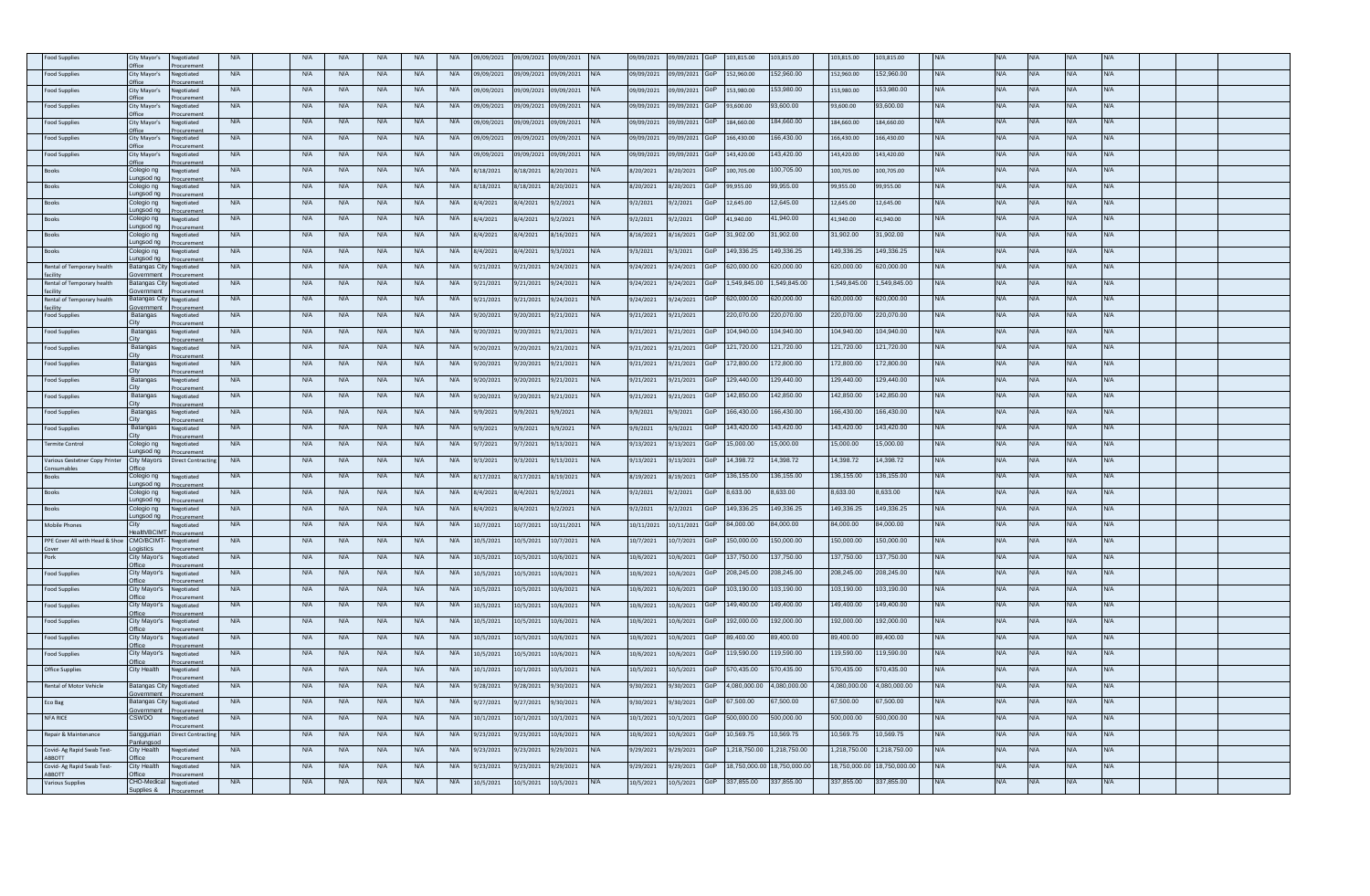| | | | | | | | | | | | | | | | | | | | | | | | | | | | |
|---|---|---|---|---|---|---|---|---|---|---|---|---|---|---|---|---|---|---|---|---|---|---|---|---|---|---|---|
| Food Supplies | City Mayor's Office | Negotiated Procurement | N/A | | N/A | N/A | N/A | N/A | N/A | 09/09/2021 | 09/09/2021 | 09/09/2021 | N/A | 09/09/2021 | 09/09/2021 | GoP | 103,815.00 | 103,815.00 | 103,815.00 | 103,815.00 | N/A | N/A | N/A | N/A | N/A | | |
| Food Supplies | City Mayor's Office | Negotiated Procurement | N/A | | N/A | N/A | N/A | N/A | N/A | 09/09/2021 | 09/09/2021 | 09/09/2021 | N/A | 09/09/2021 | 09/09/2021 | GoP | 152,960.00 | 152,960.00 | 152,960.00 | 152,960.00 | N/A | N/A | N/A | N/A | N/A | | |
| Food Supplies | City Mayor's Office | Negotiated Procurement | N/A | | N/A | N/A | N/A | N/A | N/A | 09/09/2021 | 09/09/2021 | 09/09/2021 | N/A | 09/09/2021 | 09/09/2021 | GoP | 153,980.00 | 153,980.00 | 153,980.00 | 153,980.00 | N/A | N/A | N/A | N/A | N/A | | |
| Food Supplies | City Mayor's Office | Negotiated Procurement | N/A | | N/A | N/A | N/A | N/A | N/A | 09/09/2021 | 09/09/2021 | 09/09/2021 | N/A | 09/09/2021 | 09/09/2021 | GoP | 93,600.00 | 93,600.00 | 93,600.00 | 93,600.00 | N/A | N/A | N/A | N/A | N/A | | |
| Food Supplies | City Mayor's Office | Negotiated Procurement | N/A | | N/A | N/A | N/A | N/A | N/A | 09/09/2021 | 09/09/2021 | 09/09/2021 | N/A | 09/09/2021 | 09/09/2021 | GoP | 184,660.00 | 184,660.00 | 184,660.00 | 184,660.00 | N/A | N/A | N/A | N/A | N/A | | |
| Food Supplies | City Mayor's Office | Negotiated Procurement | N/A | | N/A | N/A | N/A | N/A | N/A | 09/09/2021 | 09/09/2021 | 09/09/2021 | N/A | 09/09/2021 | 09/09/2021 | GoP | 166,430.00 | 166,430.00 | 166,430.00 | 166,430.00 | N/A | N/A | N/A | N/A | N/A | | |
| Food Supplies | City Mayor's Office | Negotiated Procurement | N/A | | N/A | N/A | N/A | N/A | N/A | 09/09/2021 | 09/09/2021 | 09/09/2021 | N/A | 09/09/2021 | 09/09/2021 | GoP | 143,420.00 | 143,420.00 | 143,420.00 | 143,420.00 | N/A | N/A | N/A | N/A | N/A | | |
| Books | Colegio ng Lungsod ng | Negotiated Procurement | N/A | | N/A | N/A | N/A | N/A | N/A | 8/18/2021 | 8/18/2021 | 8/20/2021 | N/A | 8/20/2021 | 8/20/2021 | GoP | 100,705.00 | 100,705.00 | 100,705.00 | 100,705.00 | N/A | N/A | N/A | N/A | N/A | | |
| Books | Colegio ng Lungsod ng | Negotiated Procurement | N/A | | N/A | N/A | N/A | N/A | N/A | 8/18/2021 | 8/18/2021 | 8/20/2021 | N/A | 8/20/2021 | 8/20/2021 | GoP | 99,955.00 | 99,955.00 | 99,955.00 | 99,955.00 | N/A | N/A | N/A | N/A | N/A | | |
| Books | Colegio ng Lungsod ng | Negotiated Procurement | N/A | | N/A | N/A | N/A | N/A | N/A | 8/4/2021 | 8/4/2021 | 9/2/2021 | N/A | 9/2/2021 | 9/2/2021 | GoP | 12,645.00 | 12,645.00 | 12,645.00 | 12,645.00 | N/A | N/A | N/A | N/A | N/A | | |
| Books | Colegio ng Lungsod ng | Negotiated Procurement | N/A | | N/A | N/A | N/A | N/A | N/A | 8/4/2021 | 8/4/2021 | 9/2/2021 | N/A | 9/2/2021 | 9/2/2021 | GoP | 41,940.00 | 41,940.00 | 41,940.00 | 41,940.00 | N/A | N/A | N/A | N/A | N/A | | |
| Books | Colegio ng Lungsod ng | Negotiated Procurement | N/A | | N/A | N/A | N/A | N/A | N/A | 8/4/2021 | 8/4/2021 | 8/16/2021 | N/A | 8/16/2021 | 8/16/2021 | GoP | 31,902.00 | 31,902.00 | 31,902.00 | 31,902.00 | N/A | N/A | N/A | N/A | N/A | | |
| Books | Colegio ng Lungsod ng | Negotiated Procurement | N/A | | N/A | N/A | N/A | N/A | N/A | 8/4/2021 | 8/4/2021 | 9/3/2021 | N/A | 9/3/2021 | 9/3/2021 | GoP | 149,336.25 | 149,336.25 | 149,336.25 | 149,336.25 | N/A | N/A | N/A | N/A | N/A | | |
| Rental of Temporary health facility | Batangas City Government | Negotiated Procurement | N/A | | N/A | N/A | N/A | N/A | N/A | 9/21/2021 | 9/21/2021 | 9/24/2021 | N/A | 9/24/2021 | 9/24/2021 | GoP | 620,000.00 | 620,000.00 | 620,000.00 | 620,000.00 | N/A | N/A | N/A | N/A | N/A | | |
| Rental of Temporary health facility | Batangas City Government | Negotiated Procurement | N/A | | N/A | N/A | N/A | N/A | N/A | 9/21/2021 | 9/21/2021 | 9/24/2021 | N/A | 9/24/2021 | 9/24/2021 | GoP | 1,549,845.00 | 1,549,845.00 | 1,549,845.00 | 1,549,845.00 | N/A | N/A | N/A | N/A | N/A | | |
| Rental of Temporary health facility | Batangas City Government | Negotiated Procurement | N/A | | N/A | N/A | N/A | N/A | N/A | 9/21/2021 | 9/21/2021 | 9/24/2021 | N/A | 9/24/2021 | 9/24/2021 | GoP | 620,000.00 | 620,000.00 | 620,000.00 | 620,000.00 | N/A | N/A | N/A | N/A | N/A | | |
| Food Supplies | Batangas City | Negotiated Procurement | N/A | | N/A | N/A | N/A | N/A | N/A | 9/20/2021 | 9/20/2021 | 9/21/2021 | N/A | 9/21/2021 | 9/21/2021 | | 220,070.00 | 220,070.00 | 220,070.00 | 220,070.00 | N/A | N/A | N/A | N/A | N/A | | |
| Food Supplies | Batangas City | Negotiated Procurement | N/A | | N/A | N/A | N/A | N/A | N/A | 9/20/2021 | 9/20/2021 | 9/21/2021 | N/A | 9/21/2021 | 9/21/2021 | GoP | 104,940.00 | 104,940.00 | 104,940.00 | 104,940.00 | N/A | N/A | N/A | N/A | N/A | | |
| Food Supplies | Batangas City | Negotiated Procurement | N/A | | N/A | N/A | N/A | N/A | N/A | 9/20/2021 | 9/20/2021 | 9/21/2021 | N/A | 9/21/2021 | 9/21/2021 | GoP | 121,720.00 | 121,720.00 | 121,720.00 | 121,720.00 | N/A | N/A | N/A | N/A | N/A | | |
| Food Supplies | Batangas City | Negotiated Procurement | N/A | | N/A | N/A | N/A | N/A | N/A | 9/20/2021 | 9/20/2021 | 9/21/2021 | N/A | 9/21/2021 | 9/21/2021 | GoP | 172,800.00 | 172,800.00 | 172,800.00 | 172,800.00 | N/A | N/A | N/A | N/A | N/A | | |
| Food Supplies | Batangas City | Negotiated Procurement | N/A | | N/A | N/A | N/A | N/A | N/A | 9/20/2021 | 9/20/2021 | 9/21/2021 | N/A | 9/21/2021 | 9/21/2021 | GoP | 129,440.00 | 129,440.00 | 129,440.00 | 129,440.00 | N/A | N/A | N/A | N/A | N/A | | |
| Food Supplies | Batangas City | Negotiated Procurement | N/A | | N/A | N/A | N/A | N/A | N/A | 9/20/2021 | 9/20/2021 | 9/21/2021 | N/A | 9/21/2021 | 9/21/2021 | GoP | 142,850.00 | 142,850.00 | 142,850.00 | 142,850.00 | N/A | N/A | N/A | N/A | N/A | | |
| Food Supplies | Batangas City | Negotiated Procurement | N/A | | N/A | N/A | N/A | N/A | N/A | 9/9/2021 | 9/9/2021 | 9/9/2021 | N/A | 9/9/2021 | 9/9/2021 | GoP | 166,430.00 | 166,430.00 | 166,430.00 | 166,430.00 | N/A | N/A | N/A | N/A | N/A | | |
| Food Supplies | Batangas City | Negotiated Procurement | N/A | | N/A | N/A | N/A | N/A | N/A | 9/9/2021 | 9/9/2021 | 9/9/2021 | N/A | 9/9/2021 | 9/9/2021 | GoP | 143,420.00 | 143,420.00 | 143,420.00 | 143,420.00 | N/A | N/A | N/A | N/A | N/A | | |
| Termite Control | Colegio ng Lungsod ng | Negotiated Procurement | N/A | | N/A | N/A | N/A | N/A | N/A | 9/7/2021 | 9/7/2021 | 9/13/2021 | N/A | 9/13/2021 | 9/13/2021 | GoP | 15,000.00 | 15,000.00 | 15,000.00 | 15,000.00 | N/A | N/A | N/A | N/A | N/A | | |
| Various Gestetner Copy Printer Consumables | City Mayors Office | Direct Contracting | N/A | | N/A | N/A | N/A | N/A | N/A | 9/3/2021 | 9/3/2021 | 9/13/2021 | N/A | 9/13/2021 | 9/13/2021 | GoP | 14,398.72 | 14,398.72 | 14,398.72 | 14,398.72 | N/A | N/A | N/A | N/A | N/A | | |
| Books | Colegio ng Lungsod ng | Negotiated Procurement | N/A | | N/A | N/A | N/A | N/A | N/A | 8/17/2021 | 8/17/2021 | 8/19/2021 | N/A | 8/19/2021 | 8/19/2021 | GoP | 136,155.00 | 136,155.00 | 136,155.00 | 136,155.00 | N/A | N/A | N/A | N/A | N/A | | |
| Books | Colegio ng Lungsod ng | Negotiated Procurement | N/A | | N/A | N/A | N/A | N/A | N/A | 8/4/2021 | 8/4/2021 | 9/2/2021 | N/A | 9/2/2021 | 9/2/2021 | GoP | 8,633.00 | 8,633.00 | 8,633.00 | 8,633.00 | N/A | N/A | N/A | N/A | N/A | | |
| Books | Colegio ng Lungsod ng | Negotiated Procurement | N/A | | N/A | N/A | N/A | N/A | N/A | 8/4/2021 | 8/4/2021 | 9/2/2021 | N/A | 9/2/2021 | 9/2/2021 | GoP | 149,336.25 | 149,336.25 | 149,336.25 | 149,336.25 | N/A | N/A | N/A | N/A | N/A | | |
| Mobile Phones | City Health/BCIMT | Negotiated Procurement | N/A | | N/A | N/A | N/A | N/A | N/A | 10/7/2021 | 10/7/2021 | 10/11/2021 | N/A | 10/11/2021 | 10/11/2021 | GoP | 84,000.00 | 84,000.00 | 84,000.00 | 84,000.00 | N/A | N/A | N/A | N/A | N/A | | |
| PPE Cover All with Head & Shoe Cover | CMO/BCIMT-Logistics | Negotiated Procurement | N/A | | N/A | N/A | N/A | N/A | N/A | 10/5/2021 | 10/5/2021 | 10/7/2021 | N/A | 10/7/2021 | 10/7/2021 | GoP | 150,000.00 | 150,000.00 | 150,000.00 | 150,000.00 | N/A | N/A | N/A | N/A | N/A | | |
| Pork | City Mayor's Office | Negotiated Procurement | N/A | | N/A | N/A | N/A | N/A | N/A | 10/5/2021 | 10/5/2021 | 10/6/2021 | N/A | 10/6/2021 | 10/6/2021 | GoP | 137,750.00 | 137,750.00 | 137,750.00 | 137,750.00 | N/A | N/A | N/A | N/A | N/A | | |
| Food Supplies | City Mayor's Office | Negotiated Procurement | N/A | | N/A | N/A | N/A | N/A | N/A | 10/5/2021 | 10/5/2021 | 10/6/2021 | N/A | 10/6/2021 | 10/6/2021 | GoP | 208,245.00 | 208,245.00 | 208,245.00 | 208,245.00 | N/A | N/A | N/A | N/A | N/A | | |
| Food Supplies | City Mayor's Office | Negotiated Procurement | N/A | | N/A | N/A | N/A | N/A | N/A | 10/5/2021 | 10/5/2021 | 10/6/2021 | N/A | 10/6/2021 | 10/6/2021 | GoP | 103,190.00 | 103,190.00 | 103,190.00 | 103,190.00 | N/A | N/A | N/A | N/A | N/A | | |
| Food Supplies | City Mayor's Office | Negotiated Procurement | N/A | | N/A | N/A | N/A | N/A | N/A | 10/5/2021 | 10/5/2021 | 10/6/2021 | N/A | 10/6/2021 | 10/6/2021 | GoP | 149,400.00 | 149,400.00 | 149,400.00 | 149,400.00 | N/A | N/A | N/A | N/A | N/A | | |
| Food Supplies | City Mayor's Office | Negotiated Procurement | N/A | | N/A | N/A | N/A | N/A | N/A | 10/5/2021 | 10/5/2021 | 10/6/2021 | N/A | 10/6/2021 | 10/6/2021 | GoP | 192,000.00 | 192,000.00 | 192,000.00 | 192,000.00 | N/A | N/A | N/A | N/A | N/A | | |
| Food Supplies | City Mayor's Office | Negotiated Procurement | N/A | | N/A | N/A | N/A | N/A | N/A | 10/5/2021 | 10/5/2021 | 10/6/2021 | N/A | 10/6/2021 | 10/6/2021 | GoP | 89,400.00 | 89,400.00 | 89,400.00 | 89,400.00 | N/A | N/A | N/A | N/A | N/A | | |
| Food Supplies | City Mayor's Office | Negotiated Procurement | N/A | | N/A | N/A | N/A | N/A | N/A | 10/5/2021 | 10/5/2021 | 10/6/2021 | N/A | 10/6/2021 | 10/6/2021 | GoP | 119,590.00 | 119,590.00 | 119,590.00 | 119,590.00 | N/A | N/A | N/A | N/A | N/A | | |
| Office Supplies | City Health | Negotiated Procurement | N/A | | N/A | N/A | N/A | N/A | N/A | 10/1/2021 | 10/1/2021 | 10/5/2021 | N/A | 10/5/2021 | 10/5/2021 | GoP | 570,435.00 | 570,435.00 | 570,435.00 | 570,435.00 | N/A | N/A | N/A | N/A | N/A | | |
| Rental of Motor Vehicle | Batangas City Government | Negotiated Procurement | N/A | | N/A | N/A | N/A | N/A | N/A | 9/28/2021 | 9/28/2021 | 9/30/2021 | N/A | 9/30/2021 | 9/30/2021 | GoP | 4,080,000.00 | 4,080,000.00 | 4,080,000.00 | 4,080,000.00 | N/A | N/A | N/A | N/A | N/A | | |
| Eco Bag | Batangas City Government | Negotiated Procurement | N/A | | N/A | N/A | N/A | N/A | N/A | 9/27/2021 | 9/27/2021 | 9/30/2021 | N/A | 9/30/2021 | 9/30/2021 | GoP | 67,500.00 | 67,500.00 | 67,500.00 | 67,500.00 | N/A | N/A | N/A | N/A | N/A | | |
| NFA RICE | CSWDO | Negotiated Procurement | N/A | | N/A | N/A | N/A | N/A | N/A | 10/1/2021 | 10/1/2021 | 10/1/2021 | N/A | 10/1/2021 | 10/1/2021 | GoP | 500,000.00 | 500,000.00 | 500,000.00 | 500,000.00 | N/A | N/A | N/A | N/A | N/A | | |
| Repair & Maintenance | Sanggunian Panlungsod | Direct Contracting | N/A | | N/A | N/A | N/A | N/A | N/A | 9/23/2021 | 9/23/2021 | 10/6/2021 | N/A | 10/6/2021 | 10/6/2021 | GoP | 10,569.75 | 10,569.75 | 10,569.75 | 10,569.75 | N/A | N/A | N/A | N/A | N/A | | |
| Covid- Ag Rapid Swab Test-ABBOTT | City Health Office | Negotiated Procurement | N/A | | N/A | N/A | N/A | N/A | N/A | 9/23/2021 | 9/23/2021 | 9/29/2021 | N/A | 9/29/2021 | 9/29/2021 | GoP | 1,218,750.00 | 1,218,750.00 | 1,218,750.00 | 1,218,750.00 | N/A | N/A | N/A | N/A | N/A | | |
| Covid- Ag Rapid Swab Test-ABBOTT | City Health Office | Negotiated Procurement | N/A | | N/A | N/A | N/A | N/A | N/A | 9/23/2021 | 9/23/2021 | 9/29/2021 | N/A | 9/29/2021 | 9/29/2021 | GoP | 18,750,000.00 | 18,750,000.00 | 18,750,000.00 | 18,750,000.00 | N/A | N/A | N/A | N/A | N/A | | |
| Various Supplies | CHO-Medical Supplies & | Negotiated Procurement | N/A | | N/A | N/A | N/A | N/A | N/A | 10/5/2021 | 10/5/2021 | 10/5/2021 | N/A | 10/5/2021 | 10/5/2021 | GoP | 337,855.00 | 337,855.00 | 337,855.00 | 337,855.00 | N/A | N/A | N/A | N/A | N/A | | |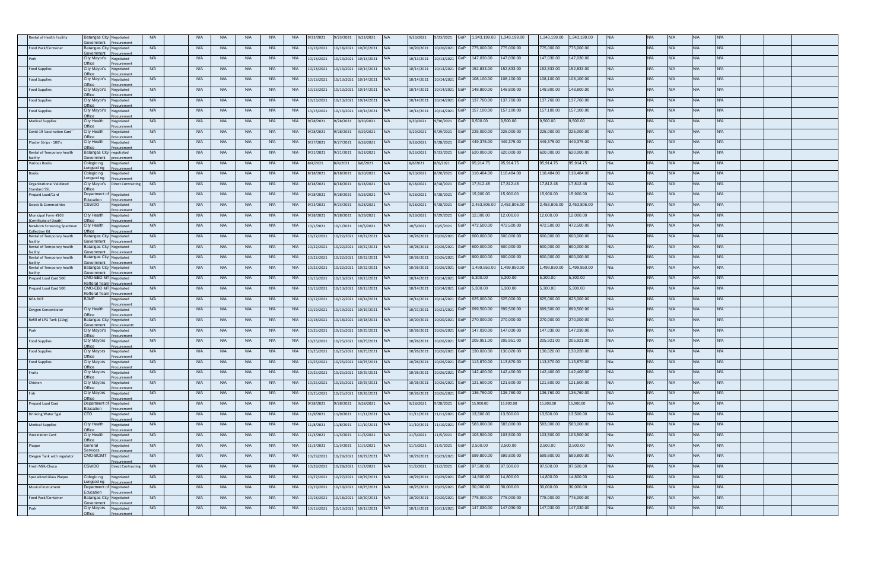| | | | | | | | | | | | | | | | | | | | | | | | | | | | | | |
|---|---|---|---|---|---|---|---|---|---|---|---|---|---|---|---|---|---|---|---|---|---|---|---|---|---|---|---|---|---|
| Rental of Health Facility | Batangas City Government | Negotiated Procurement | N/A | | N/A | N/A | N/A | N/A | N/A | 9/23/2021 | 9/23/2021 | 9/23/2021 | N/A | 9/23/2021 | 9/23/2021 | GoP | 1,343,199.00 | 1,343,199.00 | 1,343,199.00 | 1,343,199.00 | N/A | | N/A | N/A | N/A | N/A | | | |
| Food Pack/Container | Batangas City Government | Negotiated Procurement | N/A | | N/A | N/A | N/A | N/A | N/A | 10/18/2021 | 10/18/2021 | 10/20/2021 | N/A | 10/20/2021 | 10/20/2021 | GoP | 775,000.00 | 775,000.00 | 775,000.00 | 775,000.00 | N/A | | N/A | N/A | N/A | N/A | | | |
| Pork | City Mayor's Office | Negotiated Procurement | N/A | | N/A | N/A | N/A | N/A | N/A | 10/13/2021 | 10/13/2021 | 10/13/2021 | N/A | 10/13/2021 | 10/13/2021 | GoP | 147,030.00 | 147,030.00 | 147,030.00 | 147,030.00 | N/A | | N/A | N/A | N/A | N/A | | | |
| Food Supplies | City Mayor's Office | Negotiated Procurement | N/A | | N/A | N/A | N/A | N/A | N/A | 10/13/2021 | 10/13/2021 | 10/14/2021 | N/A | 10/14/2021 | 10/14/2021 | GoP | 152,833.00 | 152,833.00 | 152,833.00 | 152,833.00 | N/A | | N/A | N/A | N/A | N/A | | | |
| Food Supplies | City Mayor's Office | Negotiated Procurement | N/A | | N/A | N/A | N/A | N/A | N/A | 10/13/2021 | 10/13/2021 | 10/14/2021 | N/A | 10/14/2021 | 10/14/2021 | GoP | 108,100.00 | 108,100.00 | 108,100.00 | 108,100.00 | N/A | | N/A | N/A | N/A | N/A | | | |
| Food Supplies | City Mayor's Office | Negotiated Procurement | N/A | | N/A | N/A | N/A | N/A | N/A | 10/13/2021 | 10/13/2021 | 10/14/2021 | N/A | 10/14/2021 | 10/14/2021 | GoP | 148,800.00 | 148,800.00 | 148,800.00 | 148,800.00 | N/A | | N/A | N/A | N/A | N/A | | | |
| Food Supplies | City Mayor's Office | Negotiated Procurement | N/A | | N/A | N/A | N/A | N/A | N/A | 10/13/2021 | 10/13/2021 | 10/14/2021 | N/A | 10/14/2021 | 10/14/2021 | GoP | 137,760.00 | 137,760.00 | 137,760.00 | 137,760.00 | N/A | | N/A | N/A | N/A | N/A | | | |
| Food Supplies | City Mayor's Office | Negotiated Procurement | N/A | | N/A | N/A | N/A | N/A | N/A | 10/13/2021 | 10/13/2021 | 10/14/2021 | N/A | 10/14/2021 | 10/14/2021 | GoP | 157,100.00 | 157,100.00 | 157,100.00 | 157,100.00 | N/A | | N/A | N/A | N/A | N/A | | | |
| Medical Supplies | City Health Office | Negotiated Procurement | N/A | | N/A | N/A | N/A | N/A | N/A | 9/28/2021 | 9/28/2021 | 9/30/2021 | N/A | 9/30/2021 | 9/30/2021 | GoP | 9,500.00 | 9,500.00 | 9,500.00 | 9,500.00 | N/A | | N/A | N/A | N/A | N/A | | | |
| Covid-19 Vaccination Card | City Health Office | Negotiated Procurement | N/A | | N/A | N/A | N/A | N/A | N/A | 9/28/2021 | 9/28/2021 | 9/29/2021 | N/A | 9/29/2021 | 9/29/2021 | GoP | 225,000.00 | 225,000.00 | 225,000.00 | 225,000.00 | N/A | | N/A | N/A | N/A | N/A | | | |
| Plaster Strips - 100's | City Health Office | Negotiated Procurement | N/A | | N/A | N/A | N/A | N/A | N/A | 9/27/2021 | 9/27/2021 | 9/28/2021 | N/A | 9/28/2021 | 9/28/2021 | GoP | 449,375.00 | 449,375.00 | 449,375.00 | 449,375.00 | N/A | | N/A | N/A | N/A | N/A | | | |
| Rental of Temporary health facility | Batangas City Government | negotiated procurement | N/A | | N/A | N/A | N/A | N/A | N/A | 9/21/2021 | 9/21/2021 | 9/23/2021 | N/A | 9/23/2021 | 9/23/2021 | GoP | 620,000.00 | 620,000.00 | 620,000.00 | 620,000.00 | N/A | | N/A | N/A | N/A | N/A | | | |
| Various Books | Colegio ng Lungsod ng | Negotiated Procurement | N/A | | N/A | N/A | N/A | N/A | N/A | 8/4/2021 | 8/4/2021 | 8/6/2021 | N/A | 8/6/2021 | 8/6/2021 | GoP | 95,914.75 | 95,914.75 | 95,914.75 | 95,914.75 | N/a | | N/A | N/A | N/A | N/A | | | |
| Books | Colegio ng Lungsod ng | Negotiated Procurement | N/A | | N/A | N/A | N/A | N/A | N/A | 8/18/2021 | 8/18/2021 | 8/20/2021 | N/A | 8/20/2021 | 8/20/2021 | GoP | 118,484.00 | 118,484.00 | 118,484.00 | 118,484.00 | N/A | | N/A | N/A | N/A | N/A | | | |
| Organizational Validated Standard SSL | City Mayor's Office | Direct Contracting | N/A | | N/A | N/A | N/A | N/A | N/A | 8/18/2021 | 8/18/2021 | 8/18/2021 | N/A | 8/18/2021 | 8/18/2021 | GoP | 17,812.48 | 17,812.48 | 17,812.48 | 17,812.48 | N/A | | N/A | N/A | N/A | N/A | | | |
| Prepaid Load/Card | Department of Education | Negotiated Procurement | N/A | | N/A | N/A | N/A | N/A | N/A | 9/28/2021 | 9/28/2021 | 9/28/2021 | N/A | 9/28/2021 | 9/28/2021 | GoP | 15,900.00 | 15,900.00 | 15,900.00 | 15,900.00 | N/A | | N/A | N/A | N/A | N/A | | | |
| Goods & Commodities | CSWDO | Negotiated Procurement | N/A | | N/A | N/A | N/A | N/A | N/A | 9/23/2021 | 9/23/2021 | 9/28/2021 | N/A | 9/28/2021 | 9/28/2021 | GoP | 2,453,806.00 | 2,453,806.00 | 2,453,806.00 | 2,453,806.00 | N/A | | N/A | N/A | N/A | N/A | | | |
| Municipal Form #103 (Certificate of Death) | City Health Office | Negotiated Procurement | N/A | | N/A | N/A | N/A | N/A | N/A | 9/28/2021 | 9/28/2021 | 9/29/2021 | N/A | 9/29/2021 | 9/29/2021 | GoP | 12,000.00 | 12,000.00 | 12,000.00 | 12,000.00 | N/A | | N/A | N/A | N/A | N/A | | | |
| Newborn Screening Specimen Collection Kit | City Health Office | Negotiated Procurement | N/A | | N/A | N/A | N/A | N/A | N/A | 10/1/2021 | 10/1/2021 | 10/5/2021 | N/A | 10/5/2021 | 10/5/2021 | GoP | 472,500.00 | 472,500.00 | 472,500.00 | 472,500.00 | N/A | | N/A | N/A | N/A | N/A | | | |
| Rental of Temporary health facility | Batangas City Government | Negotiated Procurement | N/A | | N/A | N/A | N/A | N/A | N/A | 10/22/2021 | 10/22/2021 | 10/22/2021 | N/A | 10/26/2021 | 10/26/2021 | GoP | 600,000.00 | 600,000.00 | 600,000.00 | 600,000.00 | N/A | | N/A | N/A | N/A | N/A | | | |
| Rental of Temporary health facility | Batangas City Government | Negotiated Procurement | N/A | | N/A | N/A | N/A | N/A | N/A | 10/22/2021 | 10/22/2021 | 10/22/2021 | N/A | 10/26/2021 | 10/26/2021 | GoP | 600,000.00 | 600,000.00 | 600,000.00 | 600,000.00 | N/A | | N/A | N/A | N/A | N/A | | | |
| Rental of Temporary health facility | Batangas City Government | Negotiated Procurement | N/A | | N/A | N/A | N/A | N/A | N/A | 10/22/2021 | 10/22/2021 | 10/22/2021 | N/A | 10/26/2021 | 10/26/2021 | GoP | 600,000.00 | 600,000.00 | 600,000.00 | 600,000.00 | N/A | | N/A | N/A | N/A | N/A | | | |
| Rental of Temporary health facility | Batangas City Government | Negotiated Procurement | N/A | | N/A | N/A | N/A | N/A | N/A | 10/22/2021 | 10/22/2021 | 10/22/2021 | N/A | 10/26/2021 | 10/26/2021 | GoP | 1,499,850.00 | 1,499,850.00 | 1,499,850.00 | 1,499,850.00 | N/a | | N/A | N/A | N/A | N/A | | | |
| Prepaid Load Card 500 | CMO-EBD MT Refferal Team | Negotiated Procurement | N/A | | N/A | N/A | N/A | N/A | N/A | 10/13/2021 | 10/13/2021 | 10/13/2021 | N/A | 10/14/2021 | 10/14/2021 | GoP | 5,300.00 | 5,300.00 | 5,300.00 | 5,300.00 | N/A | | N/A | N/A | N/A | N/A | | | |
| Prepaid Load Card 500 | CMO-EBD MT Refferal Team | Negotiated Procurement | N/A | | N/A | N/A | N/A | N/A | N/A | 10/13/2021 | 10/13/2021 | 10/13/2021 | N/A | 10/14/2021 | 10/14/2021 | GoP | 5,300.00 | 5,300.00 | 5,300.00 | 5,300.00 | N/A | | N/A | N/A | N/A | N/A | | | |
| NFA RICE | BJMP | Negotiated Procurement | N/A | | N/A | N/A | N/A | N/A | N/A | 10/12/2021 | 10/12/2021 | 10/14/2021 | N/A | 10/14/2021 | 10/14/2021 | GoP | 625,000.00 | 625,000.00 | 625,000.00 | 625,000.00 | N/A | | N/A | N/A | N/A | N/A | | | |
| Oxygen Concentrator | City Health Office | Negotiated Procurement | N/A | | N/A | N/A | N/A | N/A | N/A | 10/19/2021 | 10/19/2021 | 10/19/2021 | N/A | 10/21/2021 | 10/21/2021 | GoP | 699,500.00 | 699,500.00 | 699,500.00 | 699,500.00 | N/A | | N/A | N/A | N/A | N/A | | | |
| Refill of LPG Tank (11kg) | Batangas City Government | Negotiated Procurement | N/A | | N/A | N/A | N/A | N/A | N/A | 10/18/2021 | 10/18/2021 | 10/18/2021 | N/A | 10/20/2021 | 10/20/2021 | GoP | 270,000.00 | 270,000.00 | 270,000.00 | 270,000.00 | N/A | | N/A | N/A | N/A | N/A | | | |
| Pork | City Mayor's Office | Negotiated Procurement | N/A | | N/A | N/A | N/A | N/A | N/A | 10/25/2021 | 10/25/2021 | 10/25/2021 | N/A | 10/26/2021 | 10/26/2021 | GoP | 147,030.00 | 147,030.00 | 147,030.00 | 147,030.00 | N/A | | N/A | N/A | N/A | N/A | | | |
| Food Supplies | City Mayors Office | Negotiated Procurement | N/A | | N/A | N/A | N/A | N/A | N/A | 10/25/2021 | 10/25/2021 | 10/25/2021 | N/A | 10/26/2021 | 10/26/2021 | GoP | 205,951.00 | 205,951.00 | 205,921.00 | 205,921.00 | N/A | | N/A | N/A | N/A | N/A | | | |
| Food Supplies | City Mayors Office | Negotiated Procurement | N/A | | N/A | N/A | N/A | N/A | N/A | 10/25/2021 | 10/25/2021 | 10/25/2021 | N/A | 10/26/2021 | 10/26/2021 | GoP | 130,020.00 | 130,020.00 | 130,020.00 | 130,020.00 | N/A | | N/A | N/A | N/A | N/A | | | |
| Food Supplies | City Mayors Office | Negotiated Procurement | N/A | | N/A | N/A | N/A | N/A | N/A | 10/25/2021 | 10/25/2021 | 10/25/2021 | N/A | 10/26/2021 | 10/26/2021 | GoP | 113,870.00 | 113,870.00 | 113,870.00 | 113,870.00 | N/A | | N/A | N/A | N/A | N/A | | | |
| Fruits | City Mayors Office | Negotiated Procurement | N/A | | N/A | N/A | N/A | N/A | N/A | 10/25/2021 | 10/25/2021 | 10/25/2021 | N/A | 10/26/2021 | 10/26/2021 | GoP | 142,400.00 | 142,400.00 | 142,400.00 | 142,400.00 | N/A | | N/A | N/A | N/A | N/A | | | |
| Chicken | City Mayors Office | Negotiated Procurement | N/A | | N/A | N/A | N/A | N/A | N/A | 10/25/2021 | 10/25/2021 | 10/25/2021 | N/A | 10/26/2021 | 10/26/2021 | GoP | 121,600.00 | 121,600.00 | 121,600.00 | 121,600.00 | N/A | | N/A | N/A | N/A | N/A | | | |
| Fish | City Mayors Office | Negotiated Procurement | N/A | | N/A | N/A | N/A | N/A | N/A | 10/25/2021 | 10/25/2021 | 10/26/2021 | N/A | 10/26/2021 | 10/26/2021 | GoP | 136,760.00 | 136,760.00 | 136,760.00 | 136,760.00 | N/A | | N/A | N/A | N/A | N/A | | | |
| Prepaid Load Card | Department of Education | Negotiated Procurement | N/A | | N/A | N/A | N/A | N/A | N/A | 9/28/2021 | 9/28/2021 | 9/28/2021 | N/A | 9/28/2021 | 9/28/2021 | GoP | 15,900.00 | 15,900.00 | 15,900.00 | 15,900.00 | N/A | | N/A | N/A | N/A | N/A | | | |
| Drinking Water 5gal | CTO | Negotiated Procurement | N/A | | N/A | N/A | N/A | N/A | N/A | 11/9/2021 | 11/9/2021 | 11/11/2021 | N/A | 11/11/2021 | 11/11/2021 | GoP | 13,500.00 | 13,500.00 | 13,500.00 | 13,500.00 | N/A | | N/A | N/A | N/A | N/A | | | |
| Medical Supplies | City Health Office | Negotiated Procurement | N/A | | N/A | N/A | N/A | N/A | N/A | 11/8/2021 | 11/8/2021 | 11/10/2021 | N/A | 11/10/2021 | 11/10/2021 | GoP | 583,000.00 | 583,000.00 | 583,000.00 | 583,000.00 | N/A | | N/A | N/A | N/A | N/A | | | |
| Vaccination Card | City Health Office | Negotiated Procurement | N/A | | N/A | N/A | N/A | N/A | N/A | 11/3/2021 | 11/3/2021 | 11/5/2021 | N/A | 11/5/2021 | 11/5/2021 | GoP | 103,500.00 | 103,500.00 | 103,500.00 | 103,500.00 | N/a | | N/A | N/A | N/A | N/A | | | |
| Plaque | General Services | Negotiated Procurement | N/A | | N/A | N/A | N/A | N/A | N/A | 11/3/2021 | 11/3/2021 | 11/5/2021 | N/A | 11/5/2021 | 11/5/2021 | GoP | 2,500.00 | 2,500.00 | 2,500.00 | 2,500.00 | N/A | | N/A | N/A | N/A | N/A | | | |
| Oxygen Tank with regulator | CMO-BCIMT | Negotiated Procurement | N/A | | N/A | N/A | N/A | N/A | N/A | 10/29/2021 | 10/29/2021 | 10/29/2021 | N/A | 10/29/2021 | 10/29/2021 | GoP | 599,800.00 | 599,800.00 | 599,800.00 | 599,800.00 | N/A | | N/A | N/A | N/A | N/A | | | |
| Fresh Milk-Choco | CSWDO | Direct Contracting | N/A | | N/A | N/A | N/A | N/A | N/A | 10/28/2021 | 10/28/2021 | 11/2/2021 | N/A | 11/2/2021 | 11/2/2021 | GoP | 97,500.00 | 97,500.00 | 97,500.00 | 97,500.00 | N/A | | N/A | N/A | N/A | N/A | | | |
| Specialized Glass Plaque | Colegio ng Lungsod ng | Negotiated Procurement | N/A | | N/A | N/A | N/A | N/A | N/A | 10/27/2021 | 10/27/2021 | 10/29/2021 | N/A | 10/29/2021 | 10/29/2021 | GoP | 14,800.00 | 14,800.00 | 14,800.00 | 14,800.00 | N/A | | N/A | N/A | N/A | N/A | | | |
| Musical Instrument | Department of Education | Negotiated Procurement | N/A | | N/A | N/A | N/A | N/A | N/A | 10/19/2021 | 10/19/2021 | 10/25/2021 | N/A | 10/25/2021 | 10/25/2021 | GoP | 30,000.00 | 30,000.00 | 30,000.00 | 30,000.00 | N/A | | N/A | N/A | N/A | N/A | | | |
| Food Pack/Container | Batangas City Government | Negotiated Procurement | N/A | | N/A | N/A | N/A | N/A | N/A | 10/18/2021 | 10/18/2021 | 10/20/2021 | N/A | 10/20/2021 | 10/20/2021 | GoP | 775,000.00 | 775,000.00 | 775,000.00 | 775,000.00 | N/A | | N/A | N/A | N/A | N/A | | | |
| Pork | City Mayors Office | Negotiated Procurement | N/A | | N/A | N/A | N/A | N/A | N/A | 10/13/2021 | 10/13/2021 | 10/13/2021 | N/A | 10/13/2021 | 10/13/2021 | GoP | 147,030.00 | 147,030.00 | 147,030.00 | 147,030.00 | N/a | | N/A | N/A | N/A | N/A | | | |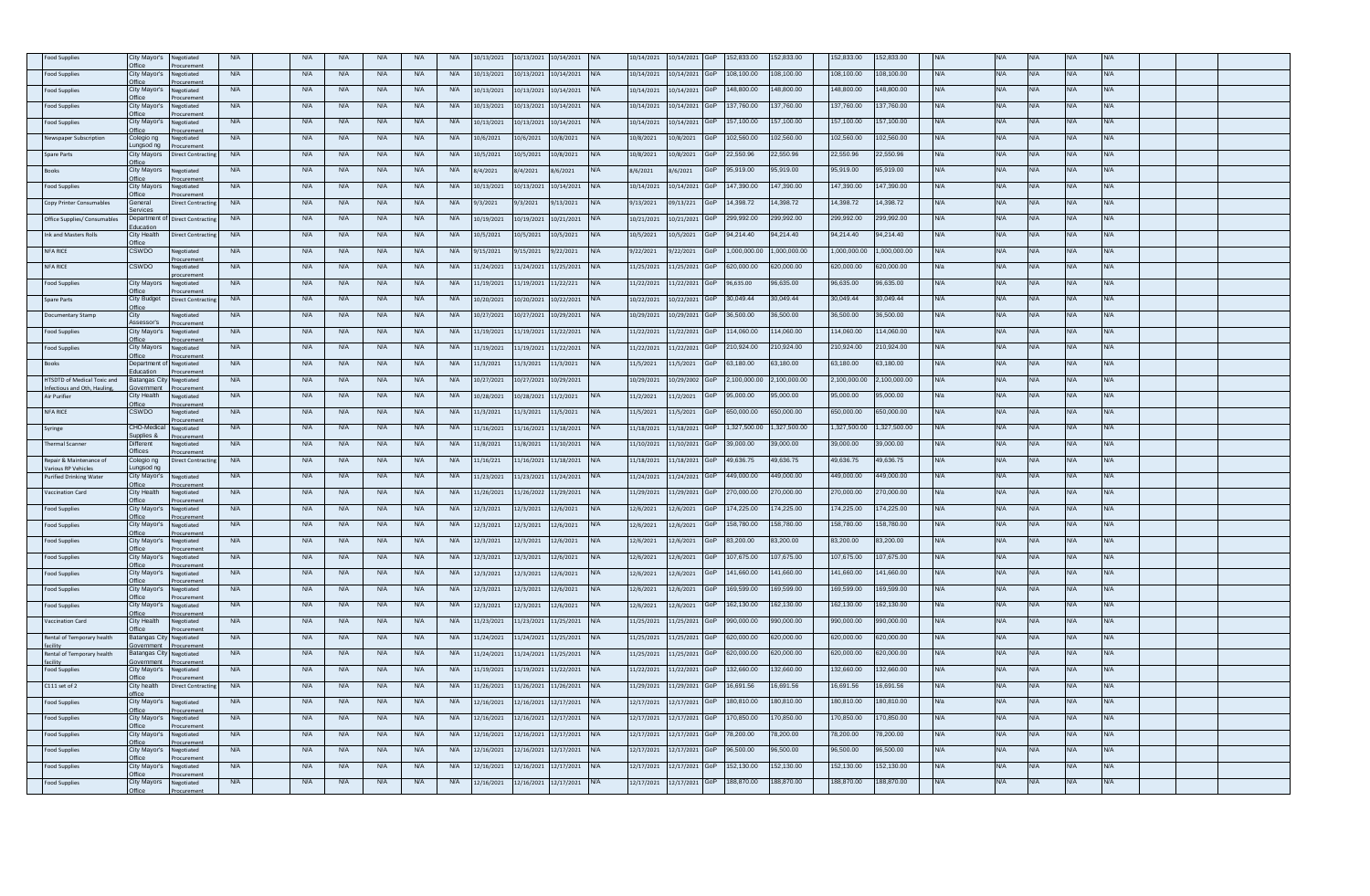| | | | | | | | | | | | | | | | | | | | | | | | | |
|---|---|---|---|---|---|---|---|---|---|---|---|---|---|---|---|---|---|---|---|---|---|---|---|---|
| Food Supplies | City Mayor's Office | Negotiated Procurement | N/A | N/A | N/A | N/A | N/A | N/A | 10/13/2021 | 10/13/2021 | 10/14/2021 | N/A | 10/14/2021 | 10/14/2021 | GoP | 152,833.00 | 152,833.00 | 152,833.00 | 152,833.00 | N/A | N/A | N/A | N/A | N/A |
| Food Supplies | City Mayor's Office | Negotiated Procurement | N/A | N/A | N/A | N/A | N/A | N/A | 10/13/2021 | 10/13/2021 | 10/14/2021 | N/A | 10/14/2021 | 10/14/2021 | GoP | 108,100.00 | 108,100.00 | 108,100.00 | 108,100.00 | N/A | N/A | N/A | N/A | N/A |
| Food Supplies | City Mayor's Office | Negotiated Procurement | N/A | N/A | N/A | N/A | N/A | N/A | 10/13/2021 | 10/13/2021 | 10/14/2021 | N/A | 10/14/2021 | 10/14/2021 | GoP | 148,800.00 | 148,800.00 | 148,800.00 | 148,800.00 | N/A | N/A | N/A | N/A | N/A |
| Food Supplies | City Mayor's Office | Negotiated Procurement | N/A | N/A | N/A | N/A | N/A | N/A | 10/13/2021 | 10/13/2021 | 10/14/2021 | N/A | 10/14/2021 | 10/14/2021 | GoP | 137,760.00 | 137,760.00 | 137,760.00 | 137,760.00 | N/A | N/A | N/A | N/A | N/A |
| Food Supplies | City Mayor's Office | Negotiated Procurement | N/A | N/A | N/A | N/A | N/A | N/A | 10/13/2021 | 10/13/2021 | 10/14/2021 | N/A | 10/14/2021 | 10/14/2021 | GoP | 157,100.00 | 157,100.00 | 157,100.00 | 157,100.00 | N/A | N/A | N/A | N/A | N/A |
| Newspaper Subscription | Colegio ng Lungsod ng | Negotiated Procurement | N/A | N/A | N/A | N/A | N/A | N/A | 10/6/2021 | 10/6/2021 | 10/8/2021 | N/A | 10/8/2021 | 10/8/2021 | GoP | 102,560.00 | 102,560.00 | 102,560.00 | 102,560.00 | N/A | N/A | N/A | N/A | N/A |
| Spare Parts | City Mayors Office | Direct Contracting | N/A | N/A | N/A | N/A | N/A | N/A | 10/5/2021 | 10/5/2021 | 10/8/2021 | N/A | 10/8/2021 | 10/8/2021 | GoP | 22,550.96 | 22,550.96 | 22,550.96 | 22,550.96 | N/a | N/A | N/A | N/A | N/A |
| Books | City Mayors Office | Negotiated Procurement | N/A | N/A | N/A | N/A | N/A | N/A | 8/4/2021 | 8/4/2021 | 8/6/2021 | N/A | 8/6/2021 | 8/6/2021 | GoP | 95,919.00 | 95,919.00 | 95,919.00 | 95,919.00 | N/A | N/A | N/A | N/A | N/A |
| Food Supplies | City Mayors Office | Negotiated Procurement | N/A | N/A | N/A | N/A | N/A | N/A | 10/13/2021 | 10/13/2021 | 10/14/2021 | N/A | 10/14/2021 | 10/14/2021 | GoP | 147,390.00 | 147,390.00 | 147,390.00 | 147,390.00 | N/A | N/A | N/A | N/A | N/A |
| Copy Printer Consumables | General Services | Direct Contracting | N/A | N/A | N/A | N/A | N/A | N/A | 9/3/2021 | 9/3/2021 | 9/13/2021 | N/A | 9/13/2021 | 09/13/221 | GoP | 14,398.72 | 14,398.72 | 14,398.72 | 14,398.72 | N/A | N/A | N/A | N/A | N/A |
| Office Supplies/ Consumables | Department of Education | Direct Contracting | N/A | N/A | N/A | N/A | N/A | N/A | 10/19/2021 | 10/19/2021 | 10/21/2021 | N/A | 10/21/2021 | 10/21/2021 | GoP | 299,992.00 | 299,992.00 | 299,992.00 | 299,992.00 | N/A | N/A | N/A | N/A | N/A |
| Ink and Masters Rolls | City Health Office | Direct Contracting | N/A | N/A | N/A | N/A | N/A | N/A | 10/5/2021 | 10/5/2021 | 10/5/2021 | N/A | 10/5/2021 | 10/5/2021 | GoP | 94,214.40 | 94,214.40 | 94,214.40 | 94,214.40 | N/A | N/A | N/A | N/A | N/A |
| NFA RICE | CSWDO | Negotiated Procurement | N/A | N/A | N/A | N/A | N/A | N/A | 9/15/2021 | 9/15/2021 | 9/22/2021 | N/A | 9/22/2021 | 9/22/2021 | GoP | 1,000,000.00 | 1,000,000.00 | 1,000,000.00 | 1,000,000.00 | N/A | N/A | N/A | N/A | N/A |
| NFA RICE | CSWDO | Negotiated procurement | N/A | N/A | N/A | N/A | N/A | N/A | 11/24/2021 | 11/24/2021 | 11/25/2021 | N/A | 11/25/2021 | 11/25/2021 | GoP | 620,000.00 | 620,000.00 | 620,000.00 | 620,000.00 | N/a | N/A | N/A | N/A | N/A |
| Food Supplies | City Mayors Office | Negotiated Procurement | N/A | N/A | N/A | N/A | N/A | N/A | 11/19/2021 | 11/19/2021 | 11/22/221 | N/A | 11/22/2021 | 11/22/2021 | GoP | 96,635.00 | 96,635.00 | 96,635.00 | 96,635.00 | N/A | N/A | N/A | N/A | N/A |
| Spare Parts | City Budget Office | Direct Contracting | N/A | N/A | N/A | N/A | N/A | N/A | 10/20/2021 | 10/20/2021 | 10/22/2021 | N/A | 10/22/2021 | 10/22/2021 | GoP | 30,049.44 | 30,049.44 | 30,049.44 | 30,049.44 | N/A | N/A | N/A | N/A | N/A |
| Documentary Stamp | City Assessor's | Negotiated Procurement | N/A | N/A | N/A | N/A | N/A | N/A | 10/27/2021 | 10/27/2021 | 10/29/2021 | N/A | 10/29/2021 | 10/29/2021 | GoP | 36,500.00 | 36,500.00 | 36,500.00 | 36,500.00 | N/A | N/A | N/A | N/A | N/A |
| Food Supplies | City Mayor's Office | Negotiated Procurement | N/A | N/A | N/A | N/A | N/A | N/A | 11/19/2021 | 11/19/2021 | 11/22/2021 | N/A | 11/22/2021 | 11/22/2021 | GoP | 114,060.00 | 114,060.00 | 114,060.00 | 114,060.00 | N/A | N/A | N/A | N/A | N/A |
| Food Supplies | City Mayors Office | Negotiated Procurement | N/A | N/A | N/A | N/A | N/A | N/A | 11/19/2021 | 11/19/2021 | 11/22/2021 | N/A | 11/22/2021 | 11/22/2021 | GoP | 210,924.00 | 210,924.00 | 210,924.00 | 210,924.00 | N/A | N/A | N/A | N/A | N/A |
| Books | Department of Education | Negotiated Procurement | N/A | N/A | N/A | N/A | N/A | N/A | 11/3/2021 | 11/3/2021 | 11/3/2021 | N/A | 11/5/2021 | 11/5/2021 | GoP | 63,180.00 | 63,180.00 | 63,180.00 | 63,180.00 | N/A | N/A | N/A | N/A | N/A |
| HTSDTD of Medical Toxic and Infectious and Oth, Hauling, | Batangas City Government | Negotiated Procurement | N/A | N/A | N/A | N/A | N/A | N/A | 10/27/2021 | 10/27/2021 | 10/29/2021 | | 10/29/2021 | 10/29/2002 | GoP | 2,100,000.00 | 2,100,000.00 | 2,100,000.00 | 2,100,000.00 | N/A | N/A | N/A | N/A | N/A |
| Air Purifier | City Health Office | Negotiated Procurement | N/A | N/A | N/A | N/A | N/A | N/A | 10/28/2021 | 10/28/2021 | 11/2/2021 | N/A | 11/2/2021 | 11/2/2021 | GoP | 95,000.00 | 95,000.00 | 95,000.00 | 95,000.00 | N/a | N/A | N/A | N/A | N/A |
| NFA RICE | CSWDO | Negotiated Procurement | N/A | N/A | N/A | N/A | N/A | N/A | 11/3/2021 | 11/3/2021 | 11/5/2021 | N/A | 11/5/2021 | 11/5/2021 | GoP | 650,000.00 | 650,000.00 | 650,000.00 | 650,000.00 | N/A | N/A | N/A | N/A | N/A |
| Syringe | CHO-Medical Supplies & | Negotiated Procurement | N/A | N/A | N/A | N/A | N/A | N/A | 11/16/2021 | 11/16/2021 | 11/18/2021 | N/A | 11/18/2021 | 11/18/2021 | GoP | 1,327,500.00 | 1,327,500.00 | 1,327,500.00 | 1,327,500.00 | N/A | N/A | N/A | N/A | N/A |
| Thermal Scanner | Different Offices | Negotiated Procurement | N/A | N/A | N/A | N/A | N/A | N/A | 11/8/2021 | 11/8/2021 | 11/10/2021 | N/A | 11/10/2021 | 11/10/2021 | GoP | 39,000.00 | 39,000.00 | 39,000.00 | 39,000.00 | N/A | N/A | N/A | N/A | N/A |
| Repair & Maintenance of Various RP Vehicles | Colegio ng Lungsod ng | Direct Contracting | N/A | N/A | N/A | N/A | N/A | N/A | 11/16/221 | 11/16/2021 | 11/18/2021 | N/A | 11/18/2021 | 11/18/2021 | GoP | 49,636.75 | 49,636.75 | 49,636.75 | 49,636.75 | N/A | N/A | N/A | N/A | N/A |
| Purified Drinking Water | City Mayor's Office | Negotiated Procurement | N/A | N/A | N/A | N/A | N/A | N/A | 11/23/2021 | 11/23/2021 | 11/24/2021 | N/A | 11/24/2021 | 11/24/2021 | GoP | 449,000.00 | 449,000.00 | 449,000.00 | 449,000.00 | N/A | N/A | N/A | N/A | N/A |
| Vaccination Card | City Health Office | Negotiated Procurement | N/A | N/A | N/A | N/A | N/A | N/A | 11/26/2021 | 11/26/2022 | 11/29/2021 | N/A | 11/29/2021 | 11/29/2021 | GoP | 270,000.00 | 270,000.00 | 270,000.00 | 270,000.00 | N/a | N/A | N/A | N/A | N/A |
| Food Supplies | City Mayor's Office | Negotiated Procurement | N/A | N/A | N/A | N/A | N/A | N/A | 12/3/2021 | 12/3/2021 | 12/6/2021 | N/A | 12/6/2021 | 12/6/2021 | GoP | 174,225.00 | 174,225.00 | 174,225.00 | 174,225.00 | N/A | N/A | N/A | N/A | N/A |
| Food Supplies | City Mayor's Office | Negotiated Procurement | N/A | N/A | N/A | N/A | N/A | N/A | 12/3/2021 | 12/3/2021 | 12/6/2021 | N/A | 12/6/2021 | 12/6/2021 | GoP | 158,780.00 | 158,780.00 | 158,780.00 | 158,780.00 | N/A | N/A | N/A | N/A | N/A |
| Food Supplies | City Mayor's Office | Negotiated Procurement | N/A | N/A | N/A | N/A | N/A | N/A | 12/3/2021 | 12/3/2021 | 12/6/2021 | N/A | 12/6/2021 | 12/6/2021 | GoP | 83,200.00 | 83,200.00 | 83,200.00 | 83,200.00 | N/A | N/A | N/A | N/A | N/A |
| Food Supplies | City Mayor's Office | Negotiated Procurement | N/A | N/A | N/A | N/A | N/A | N/A | 12/3/2021 | 12/3/2021 | 12/6/2021 | N/A | 12/6/2021 | 12/6/2021 | GoP | 107,675.00 | 107,675.00 | 107,675.00 | 107,675.00 | N/A | N/A | N/A | N/A | N/A |
| Food Supplies | City Mayor's Office | Negotiated Procurement | N/A | N/A | N/A | N/A | N/A | N/A | 12/3/2021 | 12/3/2021 | 12/6/2021 | N/A | 12/6/2021 | 12/6/2021 | GoP | 141,660.00 | 141,660.00 | 141,660.00 | 141,660.00 | N/A | N/A | N/A | N/A | N/A |
| Food Supplies | City Mayor's Office | Negotiated Procurement | N/A | N/A | N/A | N/A | N/A | N/A | 12/3/2021 | 12/3/2021 | 12/6/2021 | N/A | 12/6/2021 | 12/6/2021 | GoP | 169,599.00 | 169,599.00 | 169,599.00 | 169,599.00 | N/A | N/A | N/A | N/A | N/A |
| Food Supplies | City Mayor's Office | Negotiated Procurement | N/A | N/A | N/A | N/A | N/A | N/A | 12/3/2021 | 12/3/2021 | 12/6/2021 | N/A | 12/6/2021 | 12/6/2021 | GoP | 162,130.00 | 162,130.00 | 162,130.00 | 162,130.00 | N/A | N/A | N/A | N/A | N/A |
| Vaccination Card | City Health Office | Negotiated Procurement | N/A | N/A | N/A | N/A | N/A | N/A | 11/23/2021 | 11/23/2021 | 11/25/2021 | N/A | 11/25/2021 | 11/25/2021 | GoP | 990,000.00 | 990,000.00 | 990,000.00 | 990,000.00 | N/A | N/A | N/A | N/A | N/A |
| Rental of Temporary health facility | Batangas City Government | Negotiated Procurement | N/A | N/A | N/A | N/A | N/A | N/A | 11/24/2021 | 11/24/2021 | 11/25/2021 | N/A | 11/25/2021 | 11/25/2021 | GoP | 620,000.00 | 620,000.00 | 620,000.00 | 620,000.00 | N/A | N/A | N/A | N/A | N/A |
| Rental of Temporary health facility | Batangas City Government | Negotiated Procurement | N/A | N/A | N/A | N/A | N/A | N/A | 11/24/2021 | 11/24/2021 | 11/25/2021 | N/A | 11/25/2021 | 11/25/2021 | GoP | 620,000.00 | 620,000.00 | 620,000.00 | 620,000.00 | N/A | N/A | N/A | N/A | N/A |
| Food Supplies | City Mayor's Office | Negotiated Procurement | N/A | N/A | N/A | N/A | N/A | N/A | 11/19/2021 | 11/19/2021 | 11/22/2021 | N/A | 11/22/2021 | 11/22/2021 | GoP | 132,660.00 | 132,660.00 | 132,660.00 | 132,660.00 | N/A | N/A | N/A | N/A | N/A |
| C111 set of 2 | City health office | Direct Contracting | N/A | N/A | N/A | N/A | N/A | N/A | 11/26/2021 | 11/26/2021 | 11/26/2021 | N/A | 11/29/2021 | 11/29/2021 | GoP | 16,691.56 | 16,691.56 | 16,691.56 | 16,691.56 | N/A | N/A | N/A | N/A | N/A |
| Food Supplies | City Mayor's Office | Negotiated Procurement | N/A | N/A | N/A | N/A | N/A | N/A | 12/16/2021 | 12/16/2021 | 12/17/2021 | N/A | 12/17/2021 | 12/17/2021 | GoP | 180,810.00 | 180,810.00 | 180,810.00 | 180,810.00 | N/A | N/A | N/A | N/A | N/A |
| Food Supplies | City Mayor's Office | Negotiated Procurement | N/A | N/A | N/A | N/A | N/A | N/A | 12/16/2021 | 12/16/2021 | 12/17/2021 | N/A | 12/17/2021 | 12/17/2021 | GoP | 170,850.00 | 170,850.00 | 170,850.00 | 170,850.00 | N/A | N/A | N/A | N/A | N/A |
| Food Supplies | City Mayor's Office | Negotiated Procurement | N/A | N/A | N/A | N/A | N/A | N/A | 12/16/2021 | 12/16/2021 | 12/17/2021 | N/A | 12/17/2021 | 12/17/2021 | GoP | 78,200.00 | 78,200.00 | 78,200.00 | 78,200.00 | N/A | N/A | N/A | N/A | N/A |
| Food Supplies | City Mayor's Office | Negotiated Procurement | N/A | N/A | N/A | N/A | N/A | N/A | 12/16/2021 | 12/16/2021 | 12/17/2021 | N/A | 12/17/2021 | 12/17/2021 | GoP | 96,500.00 | 96,500.00 | 96,500.00 | 96,500.00 | N/A | N/A | N/A | N/A | N/A |
| Food Supplies | City Mayor's Office | Negotiated Procurement | N/A | N/A | N/A | N/A | N/A | N/A | 12/16/2021 | 12/16/2021 | 12/17/2021 | N/A | 12/17/2021 | 12/17/2021 | GoP | 152,130.00 | 152,130.00 | 152,130.00 | 152,130.00 | N/A | N/A | N/A | N/A | N/A |
| Food Supplies | City Mayors Office | Negotiated Procurement | N/A | N/A | N/A | N/A | N/A | N/A | 12/16/2021 | 12/16/2021 | 12/17/2021 | N/A | 12/17/2021 | 12/17/2021 | GoP | 188,870.00 | 188,870.00 | 188,870.00 | 188,870.00 | N/A | N/A | N/A | N/A | N/A |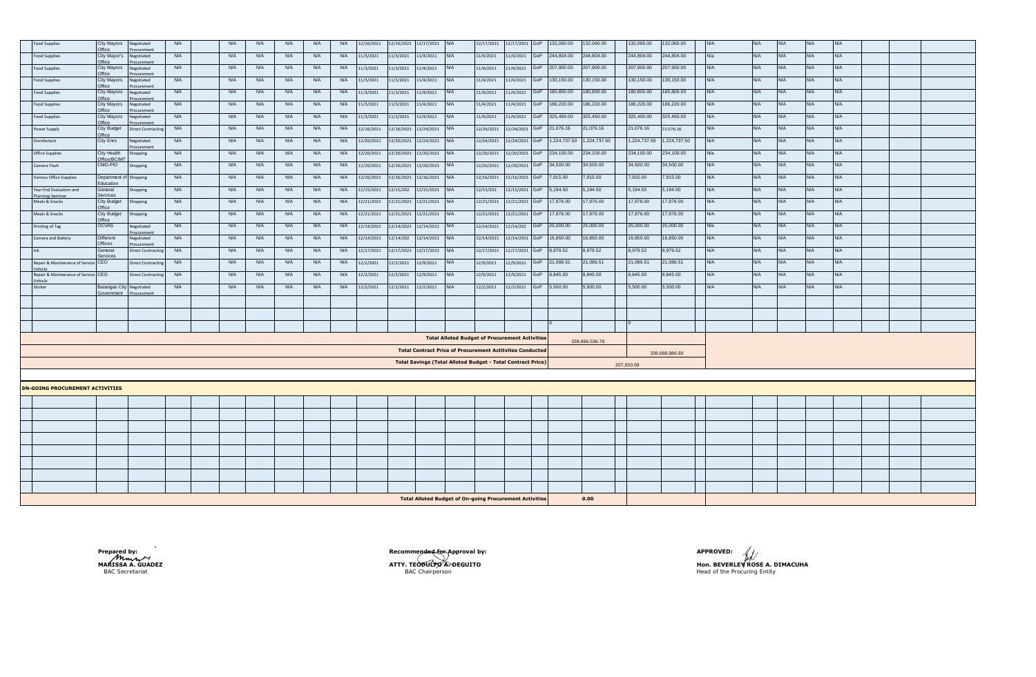| | | | | | | | | | | | | | | | | | | | | | | | | | | | | | | |
|---|---|---|---|---|---|---|---|---|---|---|---|---|---|---|---|---|---|---|---|---|---|---|---|---|---|---|---|---|---|---|
| Food Supplies | City Mayors Office | Negotiated Procurement | N/A | | N/A | N/A | N/A | N/A | N/A | 12/16/2021 | 12/16/2021 | 12/17/2021 | N/A | 12/17/2021 | 12/17/2021 | GoP | 132,060.00 | 132,060.00 | | 132,060.00 | 132,060.00 | | N/A | N/A | N/A | N/A | N/A | | | |
| Food Supplies | City Mayor's Office | Negotiated Procurement | N/A | | N/A | N/A | N/A | N/A | N/A | 11/3/2021 | 11/3/2021 | 11/4/2021 | N/A | 11/4/2021 | 11/4/2021 | GoP | 244,804.00 | 244,804.00 | | 244,804.00 | 244,804.00 | | N/a | N/A | N/A | N/A | N/A | | | |
| Food Supplies | City Mayors Office | Negotiated Procurement | N/A | | N/A | N/A | N/A | N/A | N/A | 11/3/2021 | 11/3/2021 | 11/4/2021 | N/A | 11/4/2021 | 11/4/2021 | GoP | 207,900.00 | 207,900.00 | | 207,900.00 | 207,900.00 | | N/A | N/A | N/A | N/A | N/A | | | |
| Food Supplies | City Mayors Office | Negotiated Procurement | N/A | | N/A | N/A | N/A | N/A | N/A | 11/3/2021 | 11/3/2021 | 11/4/2021 | N/A | 11/4/2021 | 11/4/2021 | GoP | 130,150.00 | 130,150.00 | | 130,150.00 | 130,150.00 | | N/A | N/A | N/A | N/A | N/A | | | |
| Food Supplies | City Mayors Office | Negotiated Procurement | N/A | | N/A | N/A | N/A | N/A | N/A | 11/3/2021 | 11/3/2021 | 11/4/2021 | N/A | 11/4/2021 | 11/4/2021 | GoP | 180,800.00 | 180,800.00 | | 180,800.00 | 180,800.00 | | N/A | N/A | N/A | N/A | N/A | | | |
| Food Supplies | City Mayors Office | Negotiated Procurement | N/A | | N/A | N/A | N/A | N/A | N/A | 11/3/2021 | 11/3/2021 | 11/4/2021 | N/A | 11/4/2021 | 11/4/2021 | GoP | 186,220.00 | 186,220.00 | | 186,220.00 | 186,220.00 | | N/A | N/A | N/A | N/A | N/A | | | |
| Food Supplies | City Mayors Office | Negotiated Procurement | N/A | | N/A | N/A | N/A | N/A | N/A | 11/3/2021 | 11/3/2021 | 11/4/2021 | N/A | 11/4/2021 | 11/4/2021 | GoP | 325,450.00 | 325,450.00 | | 325,450.00 | 325,450.00 | | N/A | N/A | N/A | N/A | N/A | | | |
| Power Supply | City Budget Office | Direct Contracting | N/A | | N/A | N/A | N/A | N/A | N/A | 12/16/2021 | 12/16/2021 | 12/24/2021 | N/A | 12/24/2021 | 12/24/2021 | GoP | 21,076.16 | 21,076.16 | | 21,076.16 | 21,076.16 | | N/A | N/A | N/A | N/A | N/A | | | |
| Disinfectant | City Enro | Negotiated Procurement | N/A | | N/A | N/A | N/A | N/A | N/A | 12/20/2021 | 12/20/2021 | 12/24/2021 | N/A | 12/24/2021 | 12/24/2021 | GoP | 1,224,737.50 | 1,224,737.50 | | 1,224,737.50 | 1,224,737.50 | | N/A | N/A | N/A | N/A | N/A | | | |
| Office Supplies | City Health Office/BCIMT | Shopping | N/A | | N/A | N/A | N/A | N/A | N/A | 12/20/2021 | 12/20/2021 | 12/20/2021 | N/A | 12/20/2021 | 12/20/2021 | GoP | 234,100.00 | 234,100.00 | | 234,100.00 | 234,100.00 | | N/A | N/A | N/A | N/A | N/A | | | |
| Camera Flash | CMO-PIO | Shopping | N/A | | N/A | N/A | N/A | N/A | N/A | 12/20/2021 | 12/20/2021 | 12/20/2021 | N/A | 12/20/2021 | 12/20/2021 | GoP | 34,500.00 | 34,500.00 | | 34,500.00 | 34,500.00 | | N/A | N/A | N/A | N/A | N/A | | | |
| Various Office Supplies | Department of Education | Shopping | N/A | | N/A | N/A | N/A | N/A | N/A | 12/16/2021 | 12/16/2021 | 12/16/2021 | N/A | 12/16/2021 | 12/16/2021 | GoP | 7,915.00 | 7,915.00 | | 7,915.00 | 7,915.00 | | N/A | N/A | N/A | N/A | N/A | | | |
| Year End Evaluation and Planning Seminar | General Services | Shopping | N/A | | N/A | N/A | N/A | N/A | N/A | 12/15/2021 | 12/15/202 | 12/15/2021 | N/A | 12/15/202 | 12/15/2021 | GoP | 5,194.50 | 5,194.50 | | 5,194.50 | 5,194.50 | | N/A | N/A | N/A | N/A | N/A | | | |
| Meals & Snacks | City Budget Office | Shopping | N/A | | N/A | N/A | N/A | N/A | N/A | 12/21/2021 | 12/21/2021 | 12/21/2021 | N/A | 12/21/2021 | 12/21/2021 | GoP | 17,976.00 | 17,976.00 | | 17,976.00 | 17,976.00 | | N/A | N/A | N/A | N/A | N/A | | | |
| Meals & Snacks | City Budget Office | Shopping | N/A | | N/A | N/A | N/A | N/A | N/A | 12/21/2021 | 12/21/2021 | 12/21/2021 | N/A | 12/21/2021 | 12/21/2021 | GoP | 17,976.00 | 17,976.00 | | 17,976.00 | 17,976.00 | | N/A | N/A | N/A | N/A | N/A | | | |
| Printing of Tag | OCVAS | Negotiated Procurement | N/A | | N/A | N/A | N/A | N/A | N/A | 12/14/2021 | 12/14/2021 | 12/14/2021 | N/A | 12/14/2021 | 12/14/202 | GoP | 25,000.00 | 25,000.00 | | 25,000.00 | 25,000.00 | | N/a | N/A | N/A | N/A | N/A | | | |
| Camera and Battery | Different Offices | Negotiated Procurement | N/A | | N/A | N/A | N/A | N/A | N/A | 12/14/2021 | 12/14/202 | 12/14/2021 | N/A | 12/14/2021 | 12/14/2021 | GoP | 16,850.00 | 16,850.00 | | 16,850.00 | 16,850.00 | | N/A | N/A | N/A | N/A | N/A | | | |
| Ink | General Services | Direct Contracting | N/A | | N/A | N/A | N/A | N/A | N/A | 12/17/2021 | 12/17/2021 | 12/17/2021 | N/A | 12/17/2021 | 12/17/2021 | GoP | 8,979.52 | 8,979.52 | | 8,979.52 | 8,979.52 | | N/A | N/A | N/A | N/A | N/A | | | |
| Repair & Maintenance of Service Vehicle | CEO | Direct Contracting | N/A | | N/A | N/A | N/A | N/A | N/A | 12/2/2021 | 12/2/2021 | 12/9/2021 | N/A | 12/9/2021 | 12/9/2021 | GoP | 21,086.51 | 21,086.51 | | 21,086.51 | 21,086.51 | | N/A | N/A | N/A | N/A | N/A | | | |
| Repair & Maintenance of Service Vehicle | CEO | Direct Contracting | N/A | | N/A | N/A | N/A | N/A | N/A | 12/2/2021 | 12/2/2021 | 12/9/2021 | N/A | 12/9/2021 | 12/9/2021 | GoP | 8,845.00 | 8,845.00 | | 8,845.00 | 8,845.00 | | N/A | N/A | N/A | N/A | N/A | | | |
| Sticker | Batangas City Government | Negotiated Procurement | N/A | | N/A | N/A | N/A | N/A | N/A | 12/1/2021 | 12/2/2021 | 12/2/2021 | N/A | 12/2/2021 | 12/2/2021 | GoP | 5,500.00 | 5,500.00 | | 5,500.00 | 5,500.00 | | N/A | N/A | N/A | N/A | N/A | | | |
| | | | | | | | | | | | | | | | | | | | | | | | | | | | | | | |
| | | | | | | | | | | | | | | | | | | | | | | | | | | | | | | |
| | | | | | | | | | | | | | | | | | 0 | | | 0 | | | | | | | | | | |

**Total Alloted Budget of Procurement Activities:** 338,896,536.78

**Total Contract Price of Procurement Actitvites Conducted:** 338,688,986.69

**Total Savings (Total Alloted Budget - Total Contract Price):** 207,550.09

**0N-GOING PROCUREMENT ACTIVITIES**

**Total Alloted Budget of On-going Procurement Activities:** 0.00

Prepared by:
**MARISSA A. GUADEZ**
BAC Secretariat

Recommended for Approval by:
**ATTY. TEODULFO A. DEGUITO**
BAC Chairperson

APPROVED:
**Hon. BEVERLEY ROSE A. DIMACUHA**
Head of the Procuring Entity